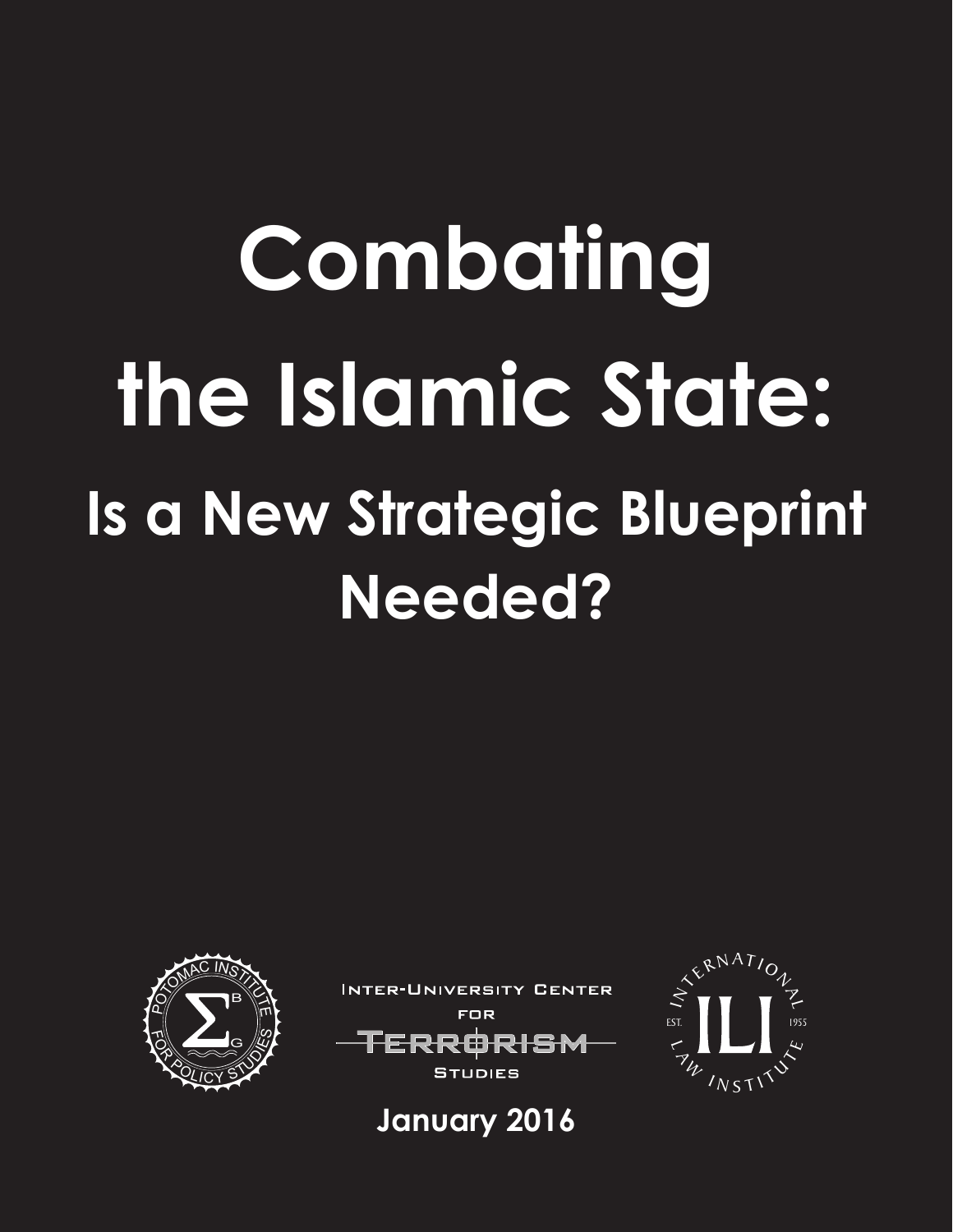# Combating the Islamic State:

## Is a New Strategic Blueprint Needed?

POTOMAC INSTITUTE FOR POLICY STUDIES

INTER-UNIVERSITY CENTER FOR TERRORISM STUDIES

INTERNATIONAL LAW INSTITUTE EST. 1955

**January 2016**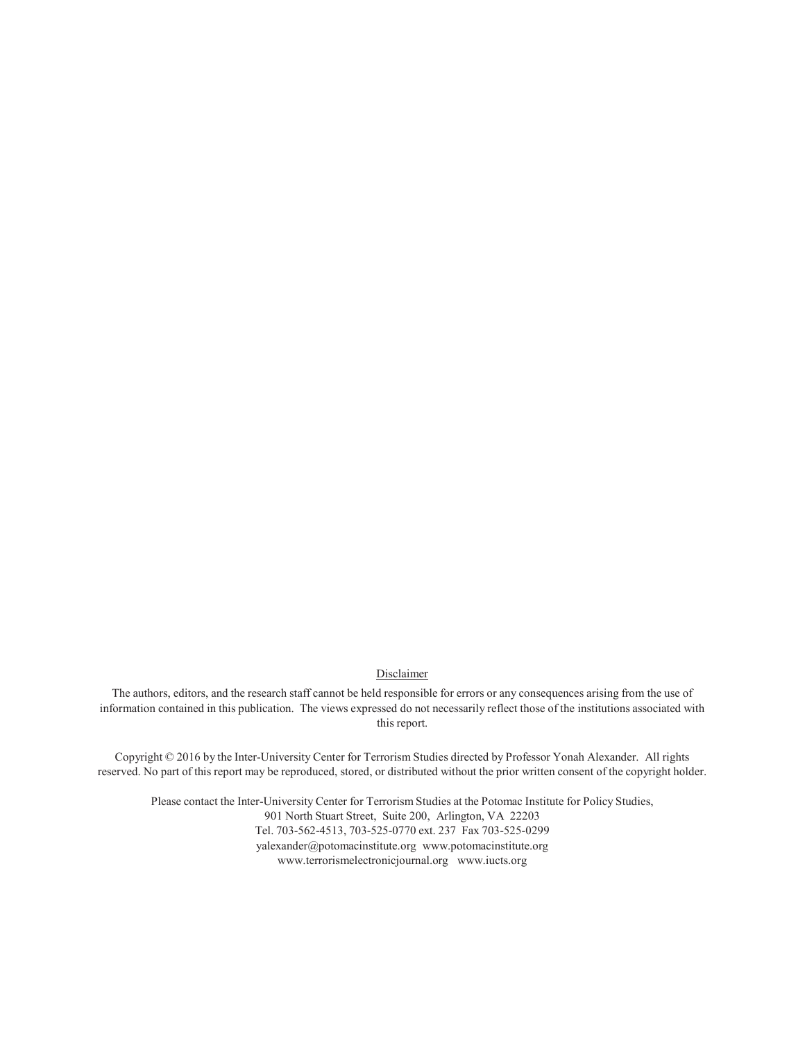Disclaimer

The authors, editors, and the research staff cannot be held responsible for errors or any consequences arising from the use of information contained in this publication. The views expressed do not necessarily reflect those of the institutions associated with this report.

Copyright © 2016 by the Inter-University Center for Terrorism Studies directed by Professor Yonah Alexander. All rights reserved. No part of this report may be reproduced, stored, or distributed without the prior written consent of the copyright holder.

Please contact the Inter-University Center for Terrorism Studies at the Potomac Institute for Policy Studies,
901 North Stuart Street, Suite 200, Arlington, VA 22203
Tel. 703-562-4513, 703-525-0770 ext. 237 Fax 703-525-0299
yalexander@potomacinstitute.org www.potomacinstitute.org
www.terrorismelectronicjournal.org www.iucts.org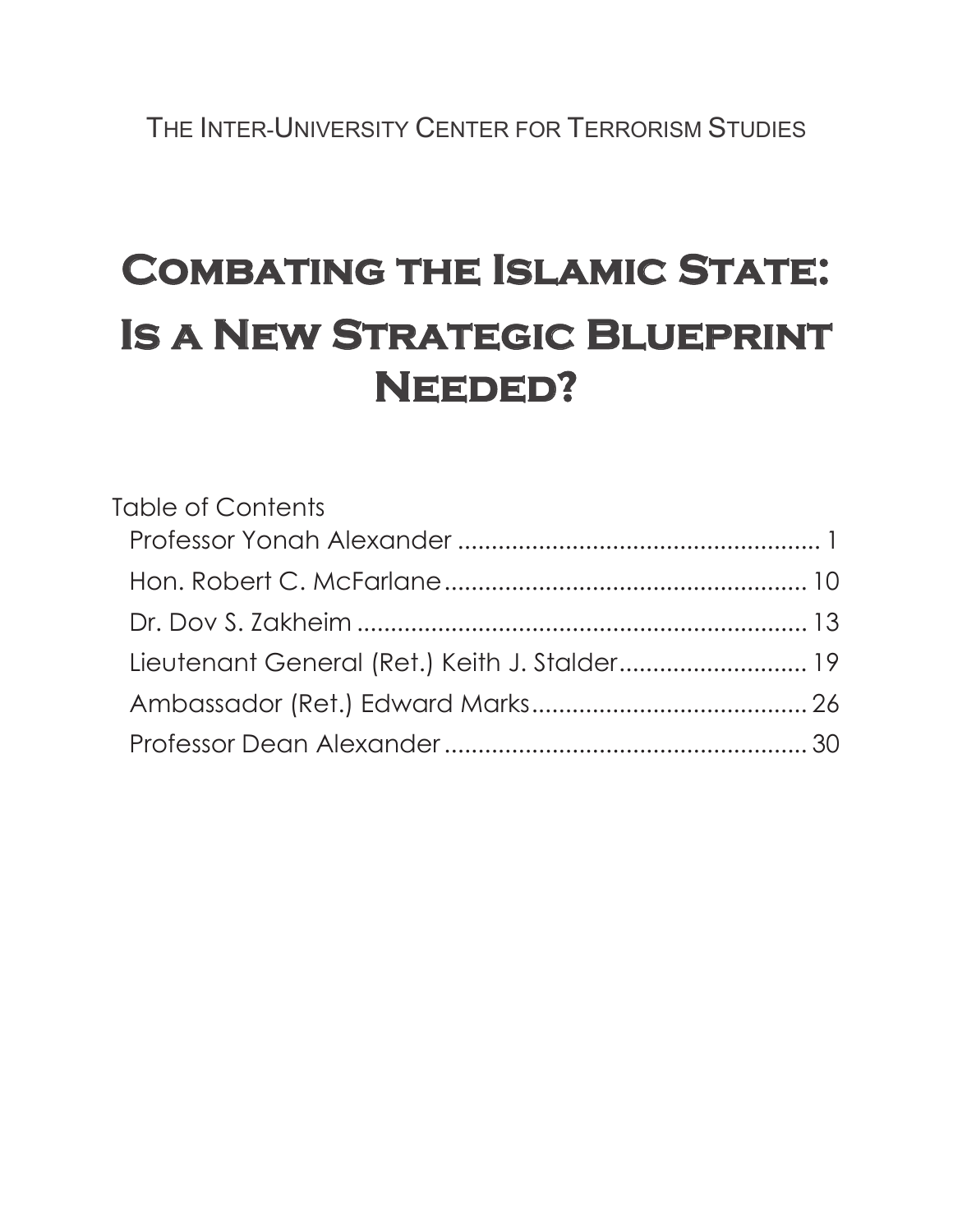The Inter-University Center for Terrorism Studies

# Combating the Islamic State: Is a New Strategic Blueprint Needed?

Table of Contents

- Professor Yonah Alexander ...................................................... 1
- Hon. Robert C. McFarlane...................................................... 10
- Dr. Dov S. Zakheim .................................................................. 13
- Lieutenant General (Ret.) Keith J. Stalder............................ 19
- Ambassador (Ret.) Edward Marks......................................... 26
- Professor Dean Alexander...................................................... 30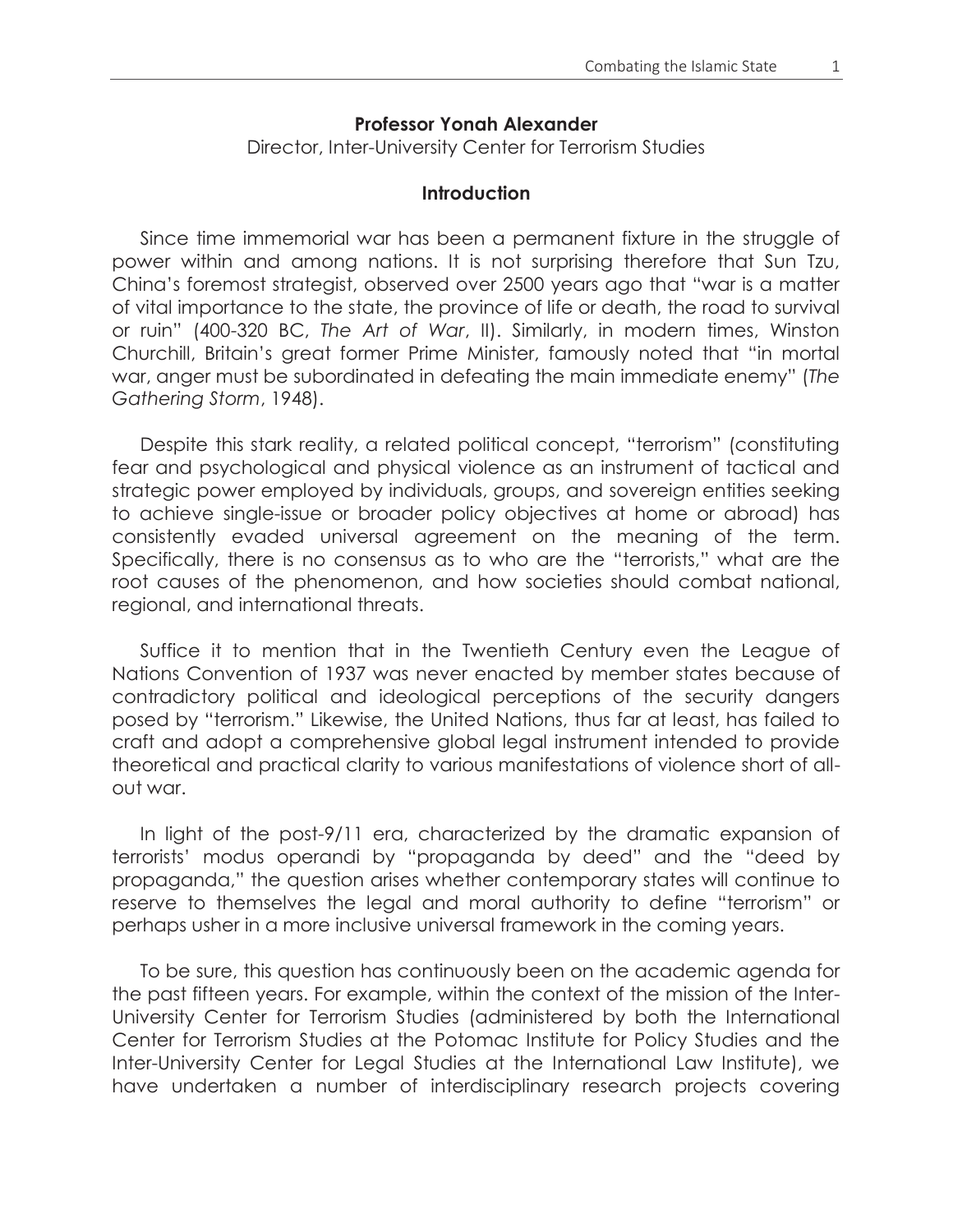**Professor Yonah Alexander**

Director, Inter-University Center for Terrorism Studies

## Introduction

Since time immemorial war has been a permanent fixture in the struggle of power within and among nations. It is not surprising therefore that Sun Tzu, China's foremost strategist, observed over 2500 years ago that "war is a matter of vital importance to the state, the province of life or death, the road to survival or ruin" (400-320 BC, *The Art of War*, II). Similarly, in modern times, Winston Churchill, Britain's great former Prime Minister, famously noted that "in mortal war, anger must be subordinated in defeating the main immediate enemy" (*The Gathering Storm*, 1948).

Despite this stark reality, a related political concept, "terrorism" (constituting fear and psychological and physical violence as an instrument of tactical and strategic power employed by individuals, groups, and sovereign entities seeking to achieve single-issue or broader policy objectives at home or abroad) has consistently evaded universal agreement on the meaning of the term. Specifically, there is no consensus as to who are the "terrorists," what are the root causes of the phenomenon, and how societies should combat national, regional, and international threats.

Suffice it to mention that in the Twentieth Century even the League of Nations Convention of 1937 was never enacted by member states because of contradictory political and ideological perceptions of the security dangers posed by "terrorism." Likewise, the United Nations, thus far at least, has failed to craft and adopt a comprehensive global legal instrument intended to provide theoretical and practical clarity to various manifestations of violence short of all-out war.

In light of the post-9/11 era, characterized by the dramatic expansion of terrorists' modus operandi by "propaganda by deed" and the "deed by propaganda," the question arises whether contemporary states will continue to reserve to themselves the legal and moral authority to define "terrorism" or perhaps usher in a more inclusive universal framework in the coming years.

To be sure, this question has continuously been on the academic agenda for the past fifteen years. For example, within the context of the mission of the Inter-University Center for Terrorism Studies (administered by both the International Center for Terrorism Studies at the Potomac Institute for Policy Studies and the Inter-University Center for Legal Studies at the International Law Institute), we have undertaken a number of interdisciplinary research projects covering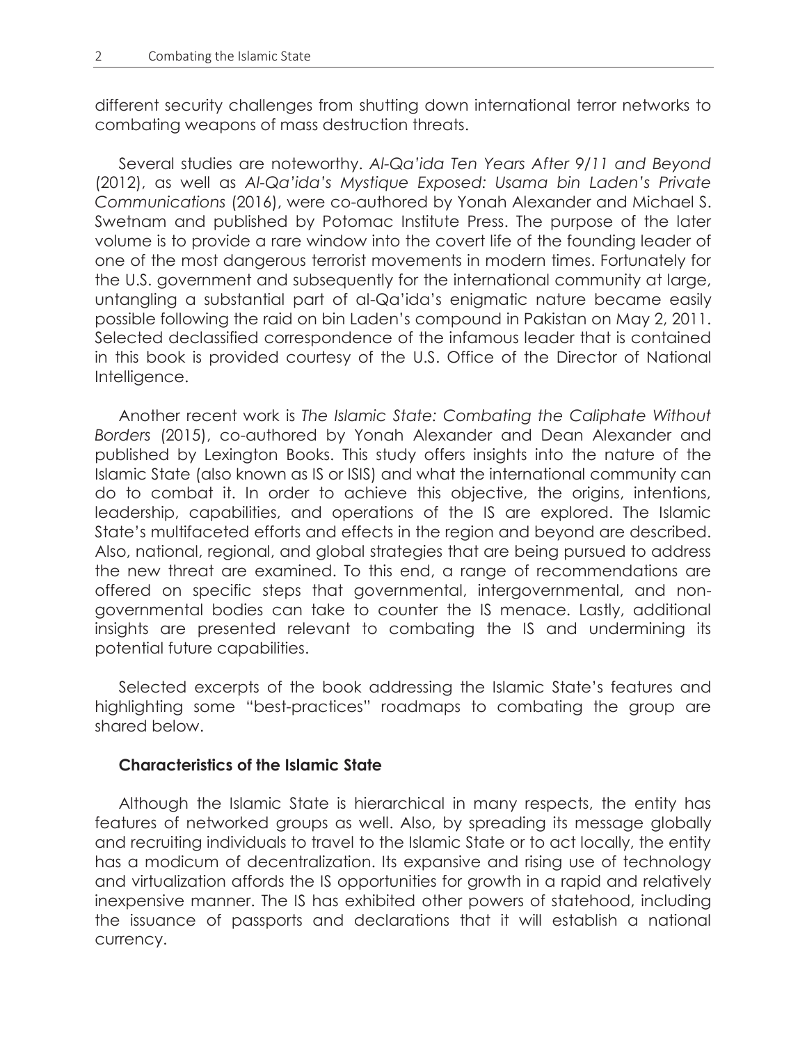different security challenges from shutting down international terror networks to combating weapons of mass destruction threats.

Several studies are noteworthy. *Al-Qa'ida Ten Years After 9/11 and Beyond* (2012), as well as *Al-Qa'ida's Mystique Exposed: Usama bin Laden's Private Communications* (2016), were co-authored by Yonah Alexander and Michael S. Swetnam and published by Potomac Institute Press. The purpose of the later volume is to provide a rare window into the covert life of the founding leader of one of the most dangerous terrorist movements in modern times. Fortunately for the U.S. government and subsequently for the international community at large, untangling a substantial part of al-Qa'ida's enigmatic nature became easily possible following the raid on bin Laden's compound in Pakistan on May 2, 2011. Selected declassified correspondence of the infamous leader that is contained in this book is provided courtesy of the U.S. Office of the Director of National Intelligence.

Another recent work is *The Islamic State: Combating the Caliphate Without Borders* (2015), co-authored by Yonah Alexander and Dean Alexander and published by Lexington Books. This study offers insights into the nature of the Islamic State (also known as IS or ISIS) and what the international community can do to combat it. In order to achieve this objective, the origins, intentions, leadership, capabilities, and operations of the IS are explored. The Islamic State's multifaceted efforts and effects in the region and beyond are described. Also, national, regional, and global strategies that are being pursued to address the new threat are examined. To this end, a range of recommendations are offered on specific steps that governmental, intergovernmental, and non-governmental bodies can take to counter the IS menace. Lastly, additional insights are presented relevant to combating the IS and undermining its potential future capabilities.

Selected excerpts of the book addressing the Islamic State's features and highlighting some "best-practices" roadmaps to combating the group are shared below.

### Characteristics of the Islamic State

Although the Islamic State is hierarchical in many respects, the entity has features of networked groups as well. Also, by spreading its message globally and recruiting individuals to travel to the Islamic State or to act locally, the entity has a modicum of decentralization. Its expansive and rising use of technology and virtualization affords the IS opportunities for growth in a rapid and relatively inexpensive manner. The IS has exhibited other powers of statehood, including the issuance of passports and declarations that it will establish a national currency.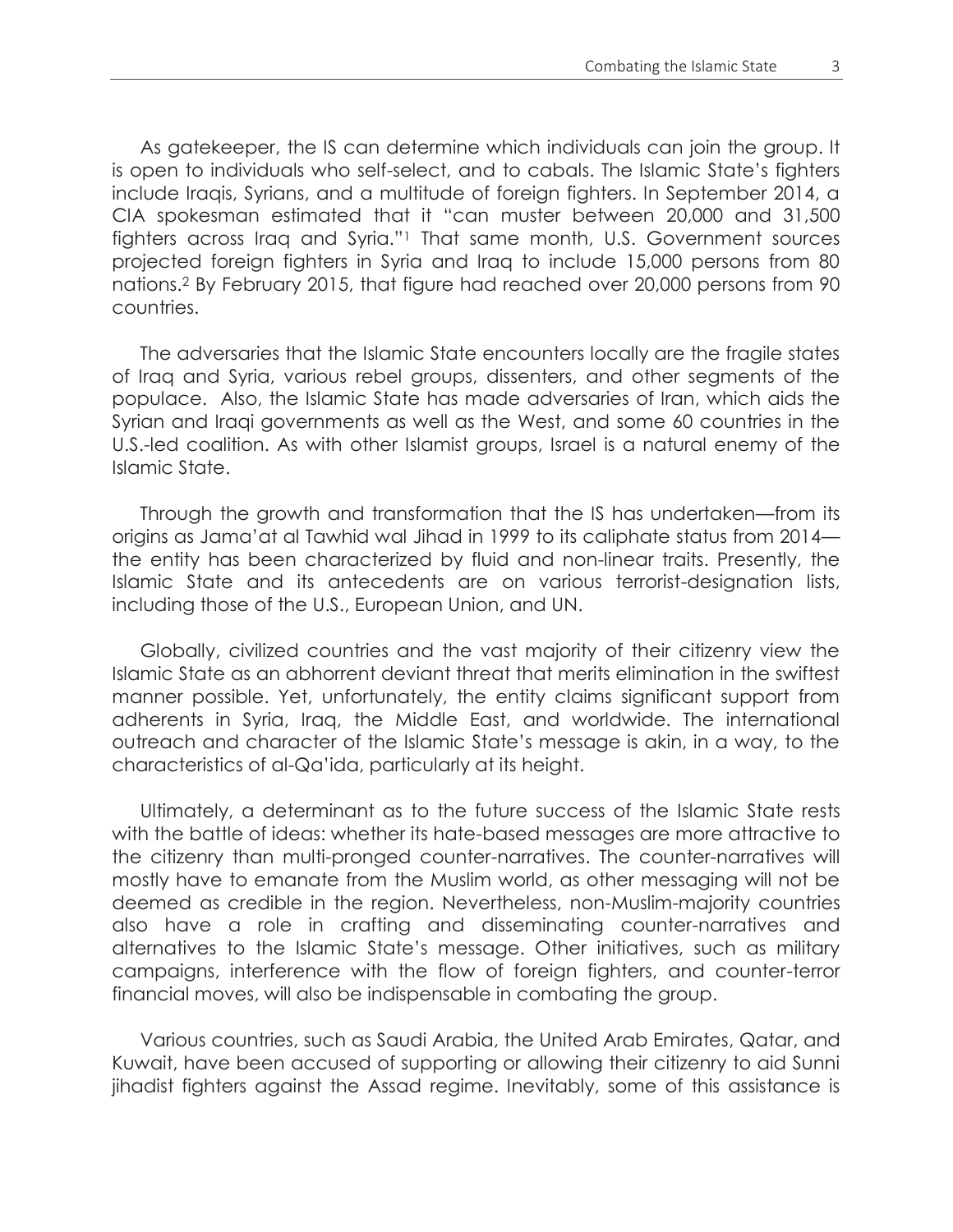As gatekeeper, the IS can determine which individuals can join the group. It is open to individuals who self-select, and to cabals. The Islamic State's fighters include Iraqis, Syrians, and a multitude of foreign fighters. In September 2014, a CIA spokesman estimated that it "can muster between 20,000 and 31,500 fighters across Iraq and Syria."[1] That same month, U.S. Government sources projected foreign fighters in Syria and Iraq to include 15,000 persons from 80 nations.[2] By February 2015, that figure had reached over 20,000 persons from 90 countries.

The adversaries that the Islamic State encounters locally are the fragile states of Iraq and Syria, various rebel groups, dissenters, and other segments of the populace. Also, the Islamic State has made adversaries of Iran, which aids the Syrian and Iraqi governments as well as the West, and some 60 countries in the U.S.-led coalition. As with other Islamist groups, Israel is a natural enemy of the Islamic State.

Through the growth and transformation that the IS has undertaken—from its origins as Jama'at al Tawhid wal Jihad in 1999 to its caliphate status from 2014—the entity has been characterized by fluid and non-linear traits. Presently, the Islamic State and its antecedents are on various terrorist-designation lists, including those of the U.S., European Union, and UN.

Globally, civilized countries and the vast majority of their citizenry view the Islamic State as an abhorrent deviant threat that merits elimination in the swiftest manner possible. Yet, unfortunately, the entity claims significant support from adherents in Syria, Iraq, the Middle East, and worldwide. The international outreach and character of the Islamic State's message is akin, in a way, to the characteristics of al-Qa'ida, particularly at its height.

Ultimately, a determinant as to the future success of the Islamic State rests with the battle of ideas: whether its hate-based messages are more attractive to the citizenry than multi-pronged counter-narratives. The counter-narratives will mostly have to emanate from the Muslim world, as other messaging will not be deemed as credible in the region. Nevertheless, non-Muslim-majority countries also have a role in crafting and disseminating counter-narratives and alternatives to the Islamic State's message. Other initiatives, such as military campaigns, interference with the flow of foreign fighters, and counter-terror financial moves, will also be indispensable in combating the group.

Various countries, such as Saudi Arabia, the United Arab Emirates, Qatar, and Kuwait, have been accused of supporting or allowing their citizenry to aid Sunni jihadist fighters against the Assad regime. Inevitably, some of this assistance is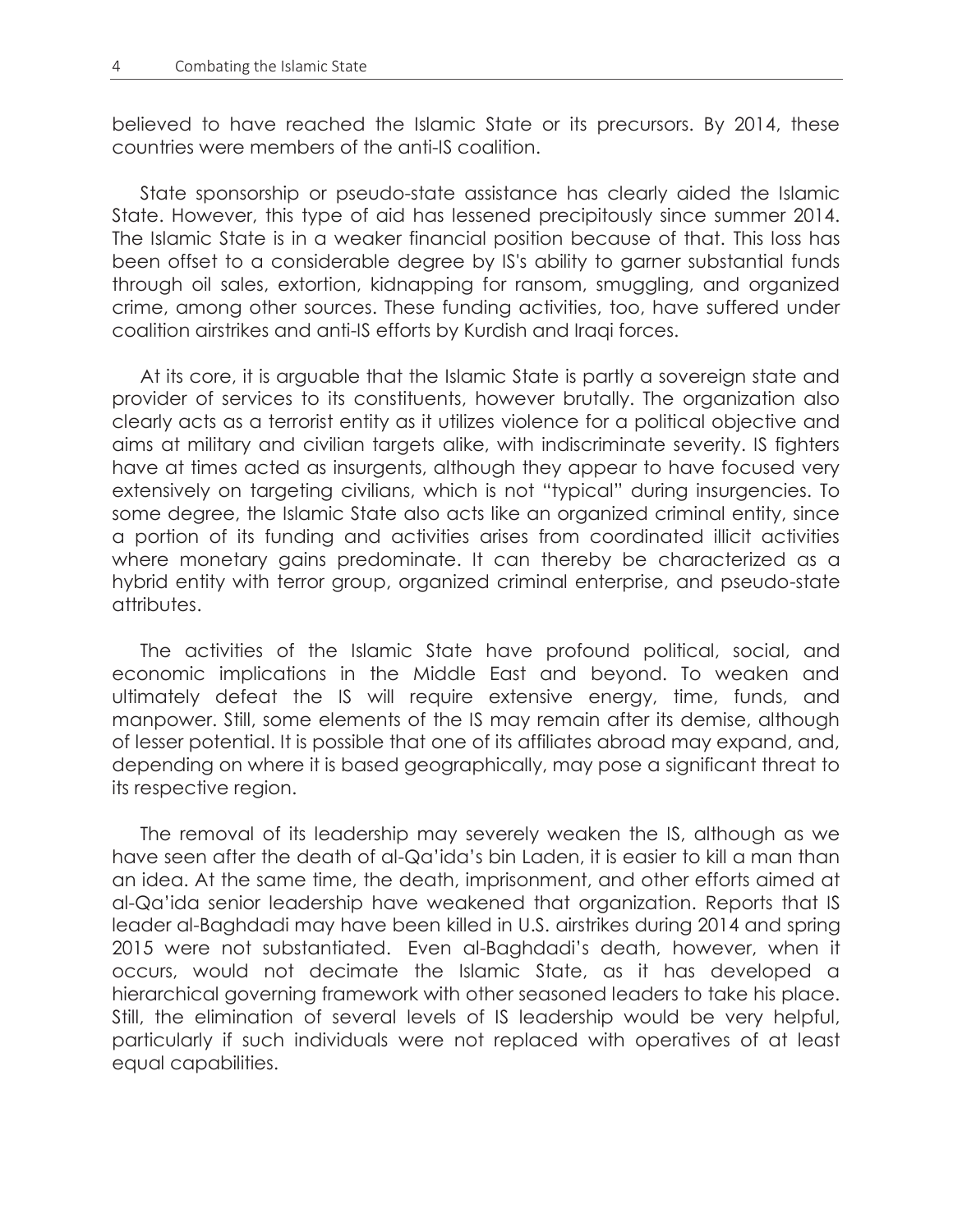believed to have reached the Islamic State or its precursors. By 2014, these countries were members of the anti-IS coalition.

State sponsorship or pseudo-state assistance has clearly aided the Islamic State. However, this type of aid has lessened precipitously since summer 2014. The Islamic State is in a weaker financial position because of that. This loss has been offset to a considerable degree by IS's ability to garner substantial funds through oil sales, extortion, kidnapping for ransom, smuggling, and organized crime, among other sources. These funding activities, too, have suffered under coalition airstrikes and anti-IS efforts by Kurdish and Iraqi forces.

At its core, it is arguable that the Islamic State is partly a sovereign state and provider of services to its constituents, however brutally. The organization also clearly acts as a terrorist entity as it utilizes violence for a political objective and aims at military and civilian targets alike, with indiscriminate severity. IS fighters have at times acted as insurgents, although they appear to have focused very extensively on targeting civilians, which is not "typical" during insurgencies. To some degree, the Islamic State also acts like an organized criminal entity, since a portion of its funding and activities arises from coordinated illicit activities where monetary gains predominate. It can thereby be characterized as a hybrid entity with terror group, organized criminal enterprise, and pseudo-state attributes.

The activities of the Islamic State have profound political, social, and economic implications in the Middle East and beyond. To weaken and ultimately defeat the IS will require extensive energy, time, funds, and manpower. Still, some elements of the IS may remain after its demise, although of lesser potential. It is possible that one of its affiliates abroad may expand, and, depending on where it is based geographically, may pose a significant threat to its respective region.

The removal of its leadership may severely weaken the IS, although as we have seen after the death of al-Qa'ida's bin Laden, it is easier to kill a man than an idea. At the same time, the death, imprisonment, and other efforts aimed at al-Qa'ida senior leadership have weakened that organization. Reports that IS leader al-Baghdadi may have been killed in U.S. airstrikes during 2014 and spring 2015 were not substantiated. Even al-Baghdadi's death, however, when it occurs, would not decimate the Islamic State, as it has developed a hierarchical governing framework with other seasoned leaders to take his place. Still, the elimination of several levels of IS leadership would be very helpful, particularly if such individuals were not replaced with operatives of at least equal capabilities.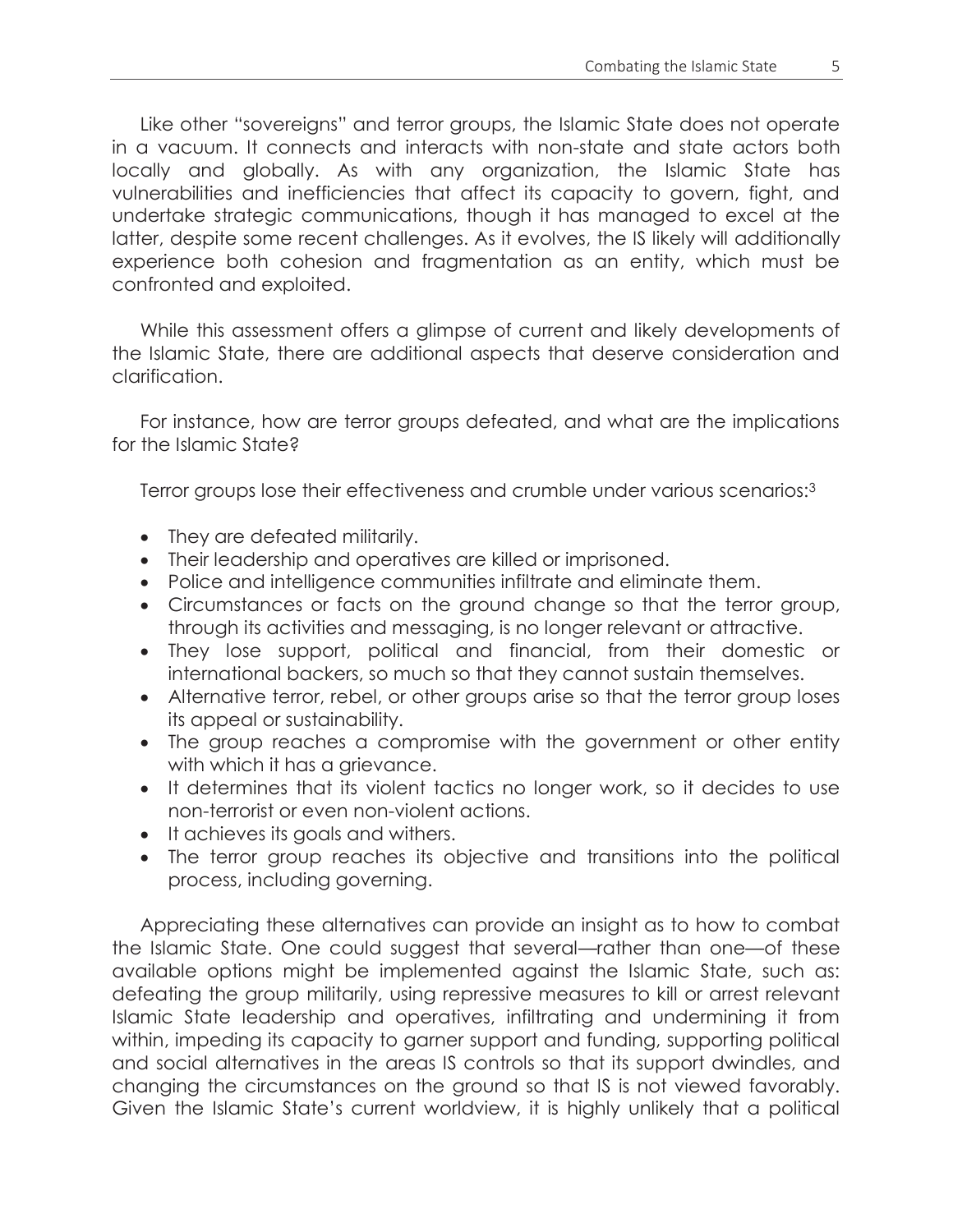Like other "sovereigns" and terror groups, the Islamic State does not operate in a vacuum. It connects and interacts with non-state and state actors both locally and globally. As with any organization, the Islamic State has vulnerabilities and inefficiencies that affect its capacity to govern, fight, and undertake strategic communications, though it has managed to excel at the latter, despite some recent challenges. As it evolves, the IS likely will additionally experience both cohesion and fragmentation as an entity, which must be confronted and exploited.

While this assessment offers a glimpse of current and likely developments of the Islamic State, there are additional aspects that deserve consideration and clarification.

For instance, how are terror groups defeated, and what are the implications for the Islamic State?

Terror groups lose their effectiveness and crumble under various scenarios:[3]

- They are defeated militarily.
- Their leadership and operatives are killed or imprisoned.
- Police and intelligence communities infiltrate and eliminate them.
- Circumstances or facts on the ground change so that the terror group, through its activities and messaging, is no longer relevant or attractive.
- They lose support, political and financial, from their domestic or international backers, so much so that they cannot sustain themselves.
- Alternative terror, rebel, or other groups arise so that the terror group loses its appeal or sustainability.
- The group reaches a compromise with the government or other entity with which it has a grievance.
- It determines that its violent tactics no longer work, so it decides to use non-terrorist or even non-violent actions.
- It achieves its goals and withers.
- The terror group reaches its objective and transitions into the political process, including governing.

Appreciating these alternatives can provide an insight as to how to combat the Islamic State. One could suggest that several—rather than one—of these available options might be implemented against the Islamic State, such as: defeating the group militarily, using repressive measures to kill or arrest relevant Islamic State leadership and operatives, infiltrating and undermining it from within, impeding its capacity to garner support and funding, supporting political and social alternatives in the areas IS controls so that its support dwindles, and changing the circumstances on the ground so that IS is not viewed favorably. Given the Islamic State's current worldview, it is highly unlikely that a political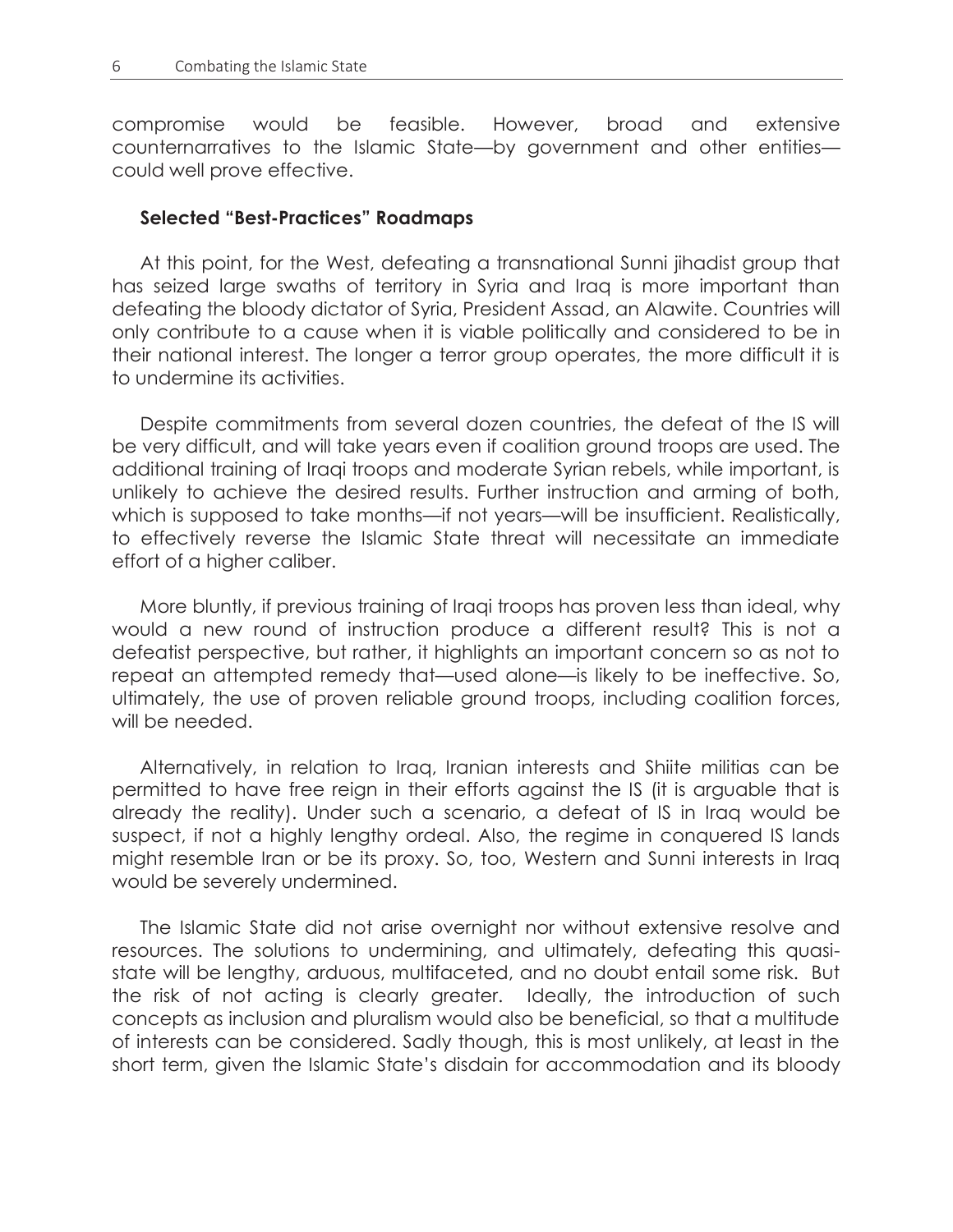compromise would be feasible. However, broad and extensive counternarratives to the Islamic State—by government and other entities—could well prove effective.

### Selected "Best-Practices" Roadmaps

At this point, for the West, defeating a transnational Sunni jihadist group that has seized large swaths of territory in Syria and Iraq is more important than defeating the bloody dictator of Syria, President Assad, an Alawite. Countries will only contribute to a cause when it is viable politically and considered to be in their national interest. The longer a terror group operates, the more difficult it is to undermine its activities.

Despite commitments from several dozen countries, the defeat of the IS will be very difficult, and will take years even if coalition ground troops are used. The additional training of Iraqi troops and moderate Syrian rebels, while important, is unlikely to achieve the desired results. Further instruction and arming of both, which is supposed to take months—if not years—will be insufficient. Realistically, to effectively reverse the Islamic State threat will necessitate an immediate effort of a higher caliber.

More bluntly, if previous training of Iraqi troops has proven less than ideal, why would a new round of instruction produce a different result? This is not a defeatist perspective, but rather, it highlights an important concern so as not to repeat an attempted remedy that—used alone—is likely to be ineffective. So, ultimately, the use of proven reliable ground troops, including coalition forces, will be needed.

Alternatively, in relation to Iraq, Iranian interests and Shiite militias can be permitted to have free reign in their efforts against the IS (it is arguable that is already the reality). Under such a scenario, a defeat of IS in Iraq would be suspect, if not a highly lengthy ordeal. Also, the regime in conquered IS lands might resemble Iran or be its proxy. So, too, Western and Sunni interests in Iraq would be severely undermined.

The Islamic State did not arise overnight nor without extensive resolve and resources. The solutions to undermining, and ultimately, defeating this quasi-state will be lengthy, arduous, multifaceted, and no doubt entail some risk. But the risk of not acting is clearly greater. Ideally, the introduction of such concepts as inclusion and pluralism would also be beneficial, so that a multitude of interests can be considered. Sadly though, this is most unlikely, at least in the short term, given the Islamic State's disdain for accommodation and its bloody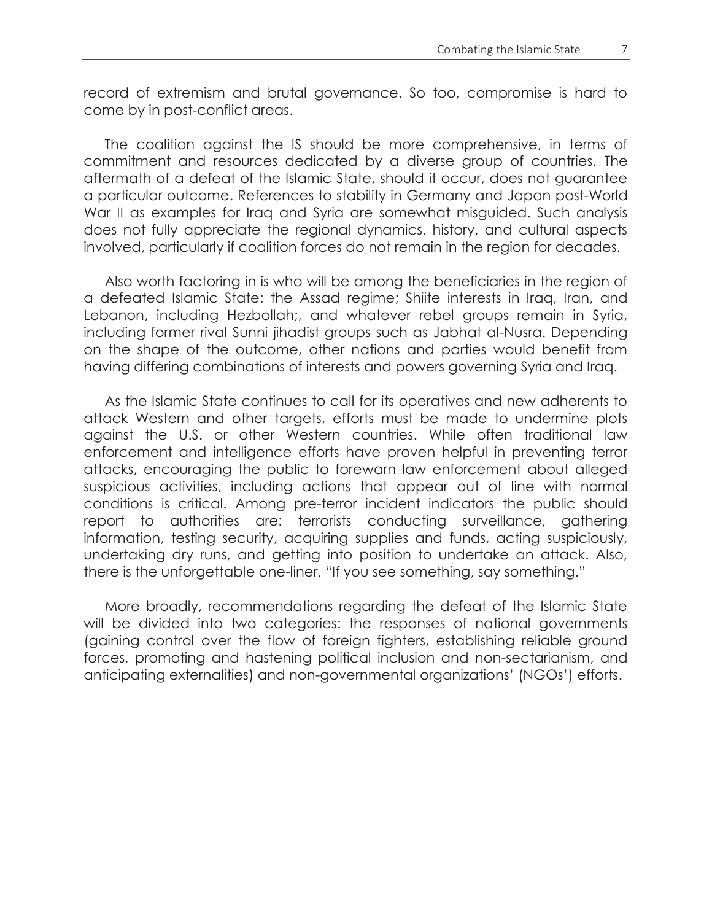record of extremism and brutal governance. So too, compromise is hard to come by in post-conflict areas.

The coalition against the IS should be more comprehensive, in terms of commitment and resources dedicated by a diverse group of countries. The aftermath of a defeat of the Islamic State, should it occur, does not guarantee a particular outcome. References to stability in Germany and Japan post-World War II as examples for Iraq and Syria are somewhat misguided. Such analysis does not fully appreciate the regional dynamics, history, and cultural aspects involved, particularly if coalition forces do not remain in the region for decades.

Also worth factoring in is who will be among the beneficiaries in the region of a defeated Islamic State: the Assad regime; Shiite interests in Iraq, Iran, and Lebanon, including Hezbollah;, and whatever rebel groups remain in Syria, including former rival Sunni jihadist groups such as Jabhat al-Nusra. Depending on the shape of the outcome, other nations and parties would benefit from having differing combinations of interests and powers governing Syria and Iraq.

As the Islamic State continues to call for its operatives and new adherents to attack Western and other targets, efforts must be made to undermine plots against the U.S. or other Western countries. While often traditional law enforcement and intelligence efforts have proven helpful in preventing terror attacks, encouraging the public to forewarn law enforcement about alleged suspicious activities, including actions that appear out of line with normal conditions is critical. Among pre-terror incident indicators the public should report to authorities are: terrorists conducting surveillance, gathering information, testing security, acquiring supplies and funds, acting suspiciously, undertaking dry runs, and getting into position to undertake an attack. Also, there is the unforgettable one-liner, "If you see something, say something."

More broadly, recommendations regarding the defeat of the Islamic State will be divided into two categories: the responses of national governments (gaining control over the flow of foreign fighters, establishing reliable ground forces, promoting and hastening political inclusion and non-sectarianism, and anticipating externalities) and non-governmental organizations' (NGOs') efforts.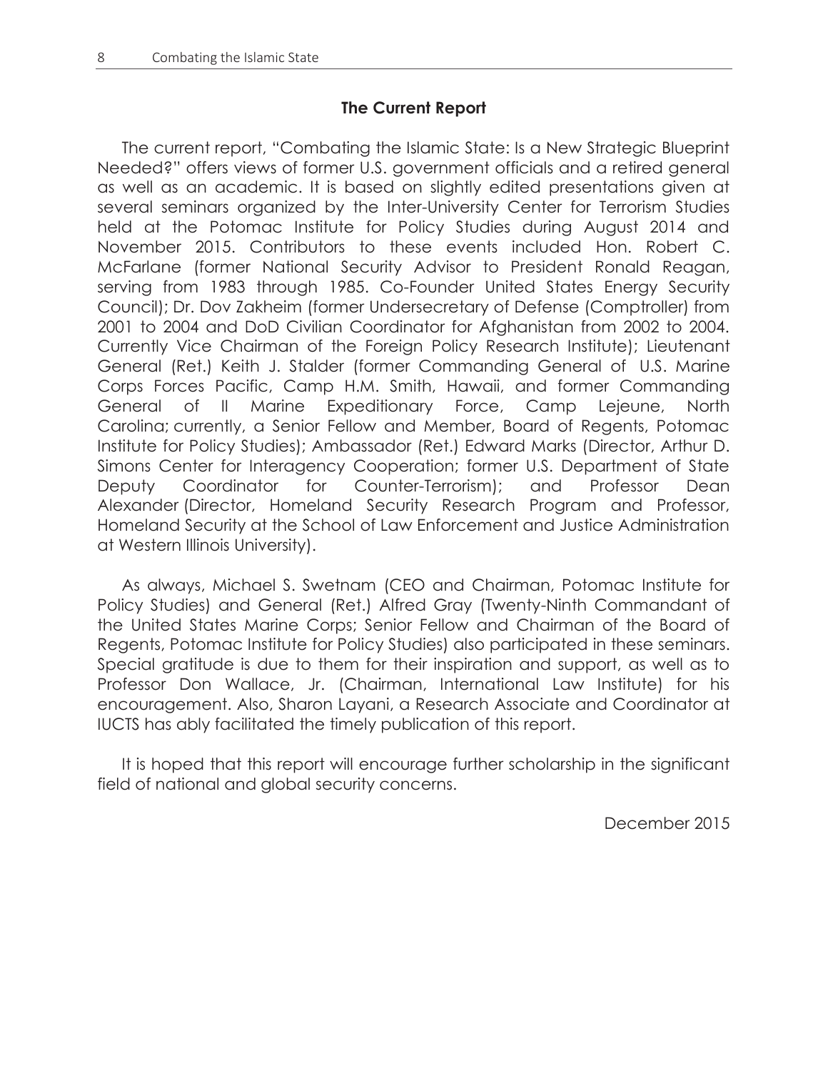## The Current Report

The current report, "Combating the Islamic State: Is a New Strategic Blueprint Needed?" offers views of former U.S. government officials and a retired general as well as an academic. It is based on slightly edited presentations given at several seminars organized by the Inter-University Center for Terrorism Studies held at the Potomac Institute for Policy Studies during August 2014 and November 2015. Contributors to these events included Hon. Robert C. McFarlane (former National Security Advisor to President Ronald Reagan, serving from 1983 through 1985. Co-Founder United States Energy Security Council); Dr. Dov Zakheim (former Undersecretary of Defense (Comptroller) from 2001 to 2004 and DoD Civilian Coordinator for Afghanistan from 2002 to 2004. Currently Vice Chairman of the Foreign Policy Research Institute); Lieutenant General (Ret.) Keith J. Stalder (former Commanding General of U.S. Marine Corps Forces Pacific, Camp H.M. Smith, Hawaii, and former Commanding General of II Marine Expeditionary Force, Camp Lejeune, North Carolina; currently, a Senior Fellow and Member, Board of Regents, Potomac Institute for Policy Studies); Ambassador (Ret.) Edward Marks (Director, Arthur D. Simons Center for Interagency Cooperation; former U.S. Department of State Deputy Coordinator for Counter-Terrorism); and Professor Dean Alexander (Director, Homeland Security Research Program and Professor, Homeland Security at the School of Law Enforcement and Justice Administration at Western Illinois University).

As always, Michael S. Swetnam (CEO and Chairman, Potomac Institute for Policy Studies) and General (Ret.) Alfred Gray (Twenty-Ninth Commandant of the United States Marine Corps; Senior Fellow and Chairman of the Board of Regents, Potomac Institute for Policy Studies) also participated in these seminars. Special gratitude is due to them for their inspiration and support, as well as to Professor Don Wallace, Jr. (Chairman, International Law Institute) for his encouragement. Also, Sharon Layani, a Research Associate and Coordinator at IUCTS has ably facilitated the timely publication of this report.

It is hoped that this report will encourage further scholarship in the significant field of national and global security concerns.

December 2015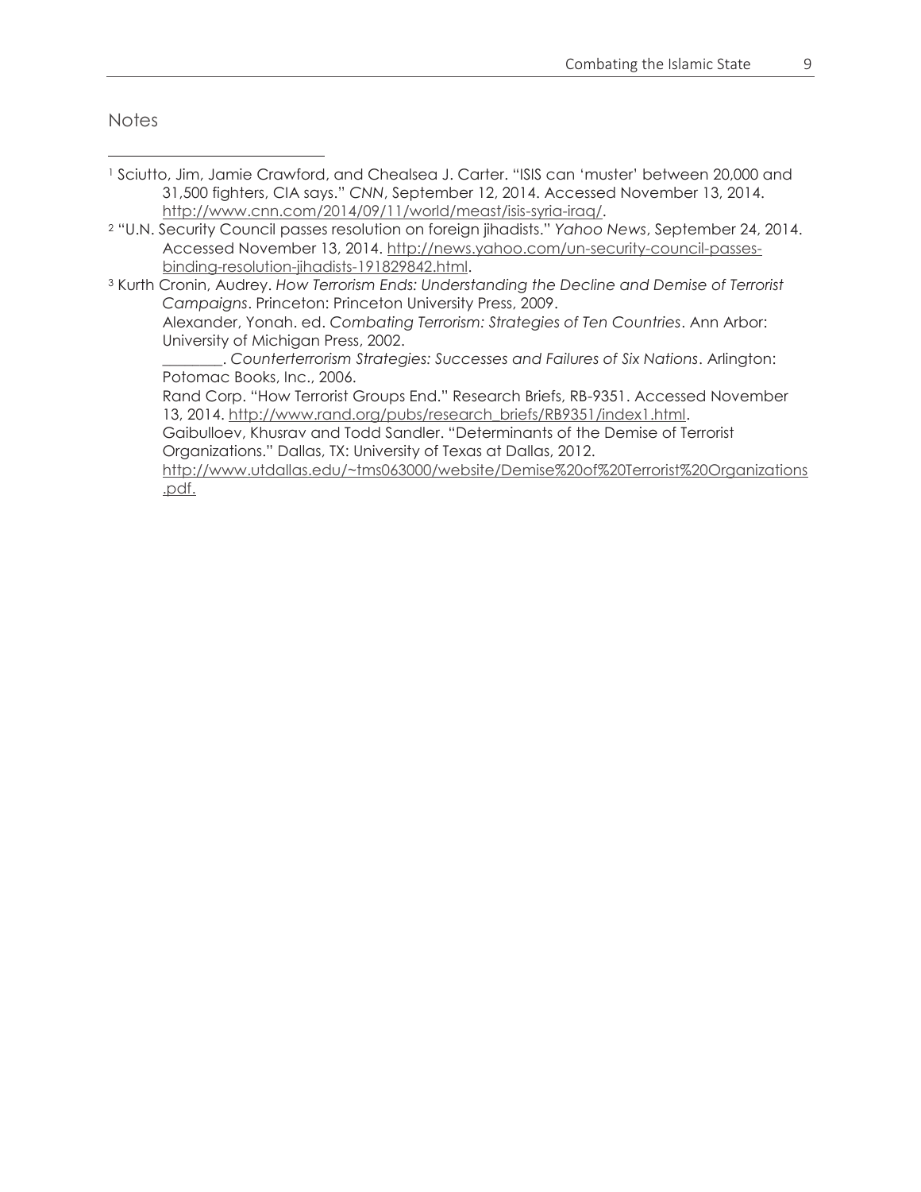Notes

[1] Sciutto, Jim, Jamie Crawford, and Chealsea J. Carter. "ISIS can 'muster' between 20,000 and 31,500 fighters, CIA says." *CNN*, September 12, 2014. Accessed November 13, 2014. http://www.cnn.com/2014/09/11/world/meast/isis-syria-iraq/.

[2] "U.N. Security Council passes resolution on foreign jihadists." *Yahoo News*, September 24, 2014. Accessed November 13, 2014. http://news.yahoo.com/un-security-council-passes-binding-resolution-jihadists-191829842.html.

[3] Kurth Cronin, Audrey. *How Terrorism Ends: Understanding the Decline and Demise of Terrorist Campaigns*. Princeton: Princeton University Press, 2009.
Alexander, Yonah. ed. *Combating Terrorism: Strategies of Ten Countries*. Ann Arbor: University of Michigan Press, 2002.
________. *Counterterrorism Strategies: Successes and Failures of Six Nations*. Arlington: Potomac Books, Inc., 2006.
Rand Corp. "How Terrorist Groups End." Research Briefs, RB-9351. Accessed November 13, 2014. http://www.rand.org/pubs/research_briefs/RB9351/index1.html.
Gaibulloev, Khusrav and Todd Sandler. "Determinants of the Demise of Terrorist Organizations." Dallas, TX: University of Texas at Dallas, 2012. http://www.utdallas.edu/~tms063000/website/Demise%20of%20Terrorist%20Organizations.pdf.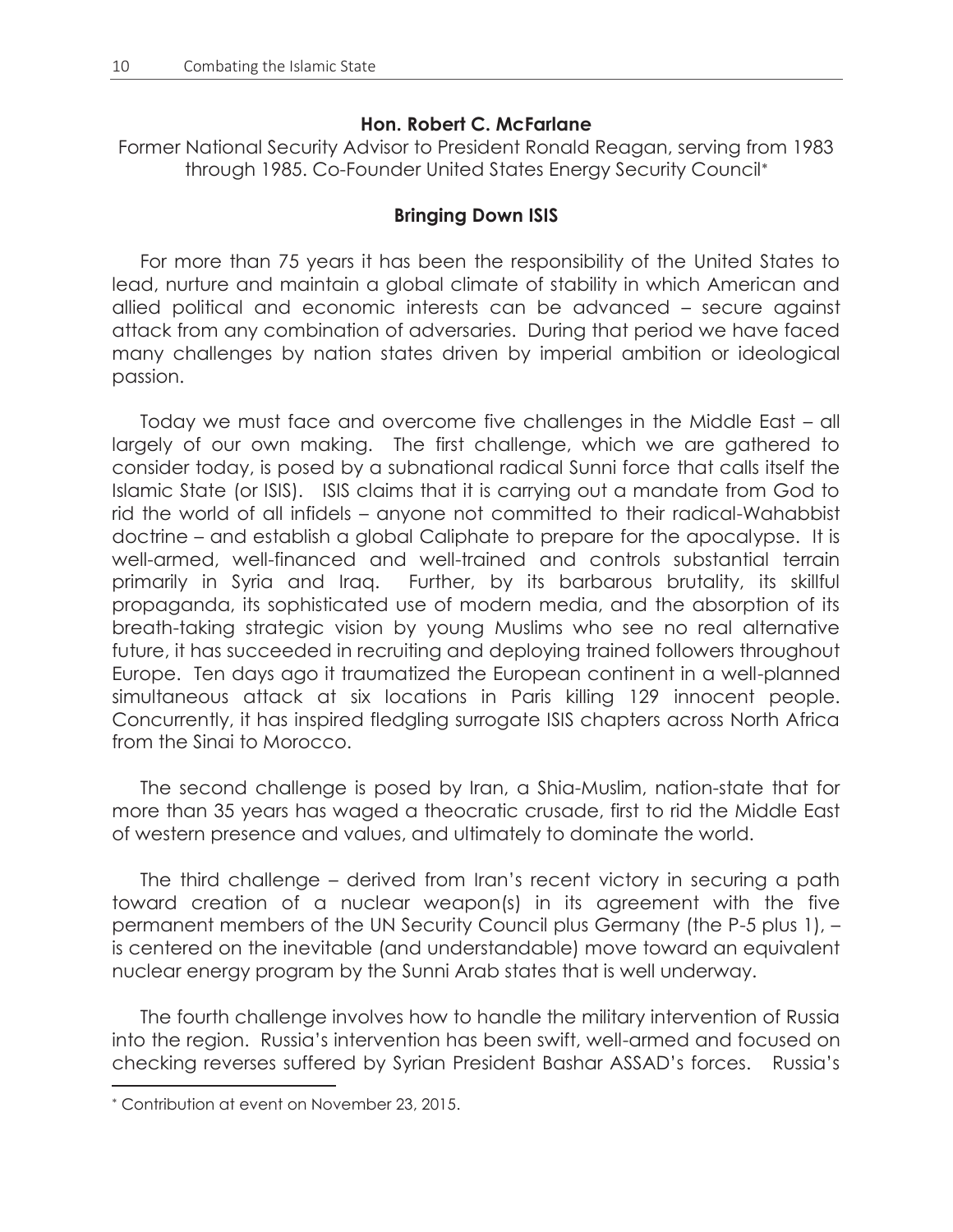**Hon. Robert C. McFarlane**

Former National Security Advisor to President Ronald Reagan, serving from 1983 through 1985. Co-Founder United States Energy Security Council*

## Bringing Down ISIS

For more than 75 years it has been the responsibility of the United States to lead, nurture and maintain a global climate of stability in which American and allied political and economic interests can be advanced – secure against attack from any combination of adversaries. During that period we have faced many challenges by nation states driven by imperial ambition or ideological passion.

Today we must face and overcome five challenges in the Middle East – all largely of our own making. The first challenge, which we are gathered to consider today, is posed by a subnational radical Sunni force that calls itself the Islamic State (or ISIS). ISIS claims that it is carrying out a mandate from God to rid the world of all infidels – anyone not committed to their radical-Wahabbist doctrine – and establish a global Caliphate to prepare for the apocalypse. It is well-armed, well-financed and well-trained and controls substantial terrain primarily in Syria and Iraq. Further, by its barbarous brutality, its skillful propaganda, its sophisticated use of modern media, and the absorption of its breath-taking strategic vision by young Muslims who see no real alternative future, it has succeeded in recruiting and deploying trained followers throughout Europe. Ten days ago it traumatized the European continent in a well-planned simultaneous attack at six locations in Paris killing 129 innocent people. Concurrently, it has inspired fledgling surrogate ISIS chapters across North Africa from the Sinai to Morocco.

The second challenge is posed by Iran, a Shia-Muslim, nation-state that for more than 35 years has waged a theocratic crusade, first to rid the Middle East of western presence and values, and ultimately to dominate the world.

The third challenge – derived from Iran's recent victory in securing a path toward creation of a nuclear weapon(s) in its agreement with the five permanent members of the UN Security Council plus Germany (the P-5 plus 1), – is centered on the inevitable (and understandable) move toward an equivalent nuclear energy program by the Sunni Arab states that is well underway.

The fourth challenge involves how to handle the military intervention of Russia into the region. Russia's intervention has been swift, well-armed and focused on checking reverses suffered by Syrian President Bashar ASSAD's forces. Russia's

---

* Contribution at event on November 23, 2015.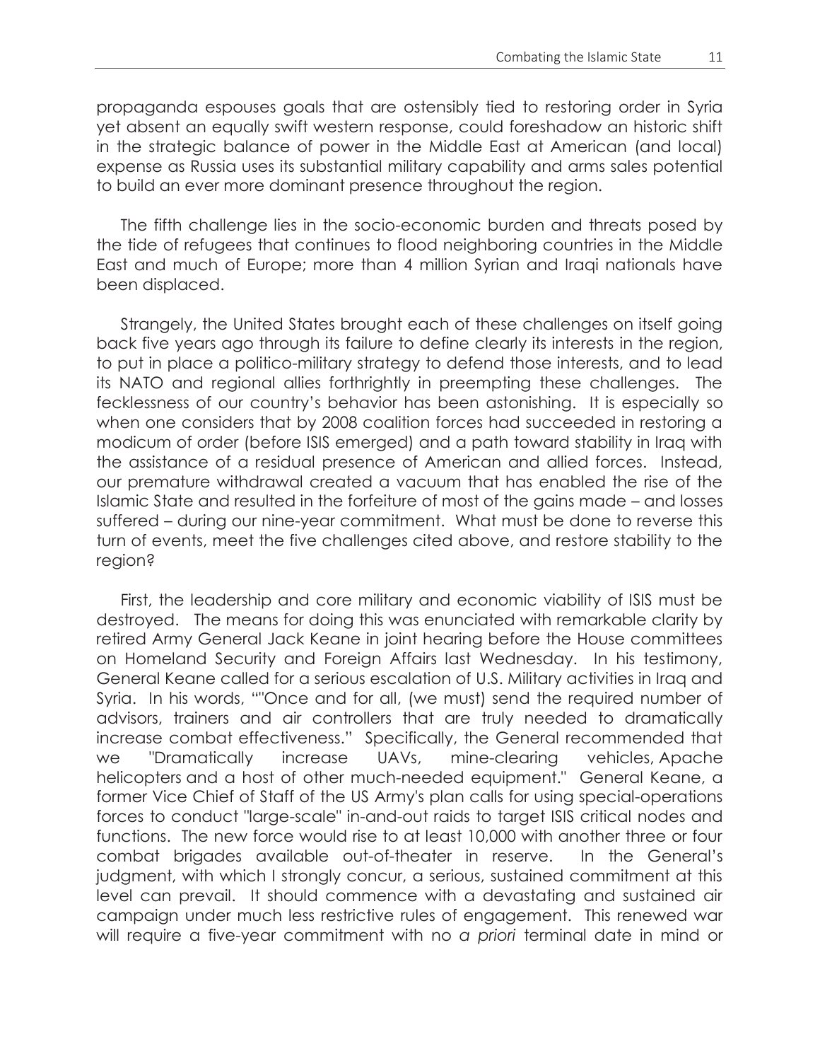propaganda espouses goals that are ostensibly tied to restoring order in Syria yet absent an equally swift western response, could foreshadow an historic shift in the strategic balance of power in the Middle East at American (and local) expense as Russia uses its substantial military capability and arms sales potential to build an ever more dominant presence throughout the region.

The fifth challenge lies in the socio-economic burden and threats posed by the tide of refugees that continues to flood neighboring countries in the Middle East and much of Europe; more than 4 million Syrian and Iraqi nationals have been displaced.

Strangely, the United States brought each of these challenges on itself going back five years ago through its failure to define clearly its interests in the region, to put in place a politico-military strategy to defend those interests, and to lead its NATO and regional allies forthrightly in preempting these challenges. The fecklessness of our country's behavior has been astonishing. It is especially so when one considers that by 2008 coalition forces had succeeded in restoring a modicum of order (before ISIS emerged) and a path toward stability in Iraq with the assistance of a residual presence of American and allied forces. Instead, our premature withdrawal created a vacuum that has enabled the rise of the Islamic State and resulted in the forfeiture of most of the gains made – and losses suffered – during our nine-year commitment. What must be done to reverse this turn of events, meet the five challenges cited above, and restore stability to the region?

First, the leadership and core military and economic viability of ISIS must be destroyed. The means for doing this was enunciated with remarkable clarity by retired Army General Jack Keane in joint hearing before the House committees on Homeland Security and Foreign Affairs last Wednesday. In his testimony, General Keane called for a serious escalation of U.S. Military activities in Iraq and Syria. In his words, ""Once and for all, (we must) send the required number of advisors, trainers and air controllers that are truly needed to dramatically increase combat effectiveness." Specifically, the General recommended that we "Dramatically increase UAVs, mine-clearing vehicles, Apache helicopters and a host of other much-needed equipment." General Keane, a former Vice Chief of Staff of the US Army's plan calls for using special-operations forces to conduct "large-scale" in-and-out raids to target ISIS critical nodes and functions. The new force would rise to at least 10,000 with another three or four combat brigades available out-of-theater in reserve. In the General's judgment, with which I strongly concur, a serious, sustained commitment at this level can prevail. It should commence with a devastating and sustained air campaign under much less restrictive rules of engagement. This renewed war will require a five-year commitment with no *a priori* terminal date in mind or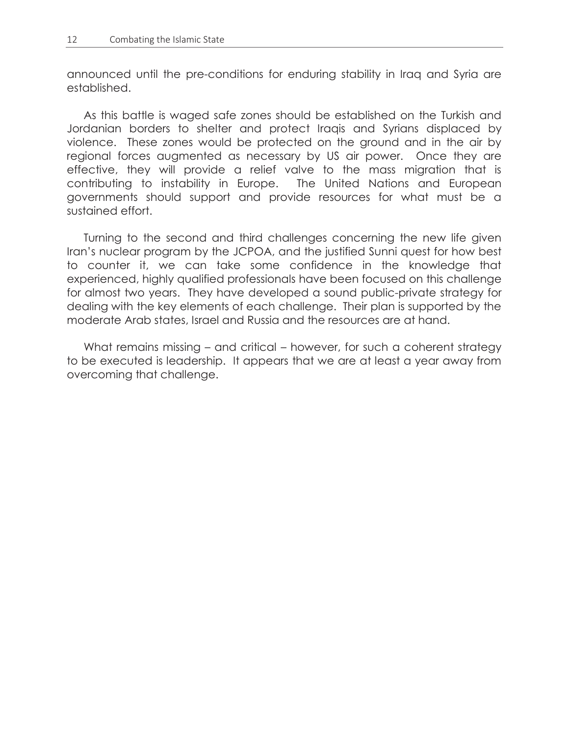announced until the pre-conditions for enduring stability in Iraq and Syria are established.

As this battle is waged safe zones should be established on the Turkish and Jordanian borders to shelter and protect Iraqis and Syrians displaced by violence. These zones would be protected on the ground and in the air by regional forces augmented as necessary by US air power. Once they are effective, they will provide a relief valve to the mass migration that is contributing to instability in Europe. The United Nations and European governments should support and provide resources for what must be a sustained effort.

Turning to the second and third challenges concerning the new life given Iran's nuclear program by the JCPOA, and the justified Sunni quest for how best to counter it, we can take some confidence in the knowledge that experienced, highly qualified professionals have been focused on this challenge for almost two years. They have developed a sound public-private strategy for dealing with the key elements of each challenge. Their plan is supported by the moderate Arab states, Israel and Russia and the resources are at hand.

What remains missing – and critical – however, for such a coherent strategy to be executed is leadership. It appears that we are at least a year away from overcoming that challenge.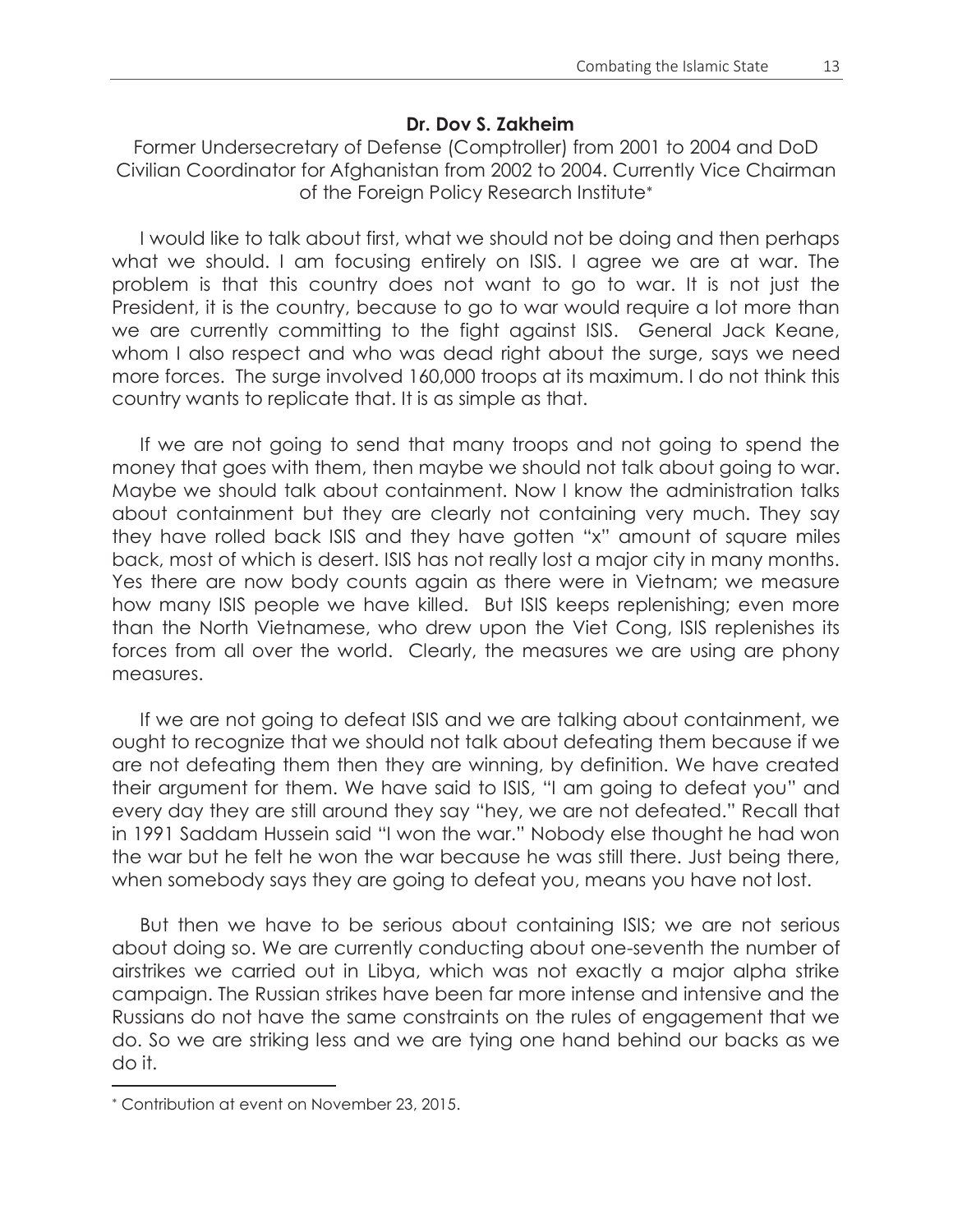**Dr. Dov S. Zakheim**

Former Undersecretary of Defense (Comptroller) from 2001 to 2004 and DoD Civilian Coordinator for Afghanistan from 2002 to 2004. Currently Vice Chairman of the Foreign Policy Research Institute*

I would like to talk about first, what we should not be doing and then perhaps what we should. I am focusing entirely on ISIS. I agree we are at war. The problem is that this country does not want to go to war. It is not just the President, it is the country, because to go to war would require a lot more than we are currently committing to the fight against ISIS. General Jack Keane, whom I also respect and who was dead right about the surge, says we need more forces. The surge involved 160,000 troops at its maximum. I do not think this country wants to replicate that. It is as simple as that.

If we are not going to send that many troops and not going to spend the money that goes with them, then maybe we should not talk about going to war. Maybe we should talk about containment. Now I know the administration talks about containment but they are clearly not containing very much. They say they have rolled back ISIS and they have gotten "x" amount of square miles back, most of which is desert. ISIS has not really lost a major city in many months. Yes there are now body counts again as there were in Vietnam; we measure how many ISIS people we have killed. But ISIS keeps replenishing; even more than the North Vietnamese, who drew upon the Viet Cong, ISIS replenishes its forces from all over the world. Clearly, the measures we are using are phony measures.

If we are not going to defeat ISIS and we are talking about containment, we ought to recognize that we should not talk about defeating them because if we are not defeating them then they are winning, by definition. We have created their argument for them. We have said to ISIS, "I am going to defeat you" and every day they are still around they say "hey, we are not defeated." Recall that in 1991 Saddam Hussein said "I won the war." Nobody else thought he had won the war but he felt he won the war because he was still there. Just being there, when somebody says they are going to defeat you, means you have not lost.

But then we have to be serious about containing ISIS; we are not serious about doing so. We are currently conducting about one-seventh the number of airstrikes we carried out in Libya, which was not exactly a major alpha strike campaign. The Russian strikes have been far more intense and intensive and the Russians do not have the same constraints on the rules of engagement that we do. So we are striking less and we are tying one hand behind our backs as we do it.

---

* Contribution at event on November 23, 2015.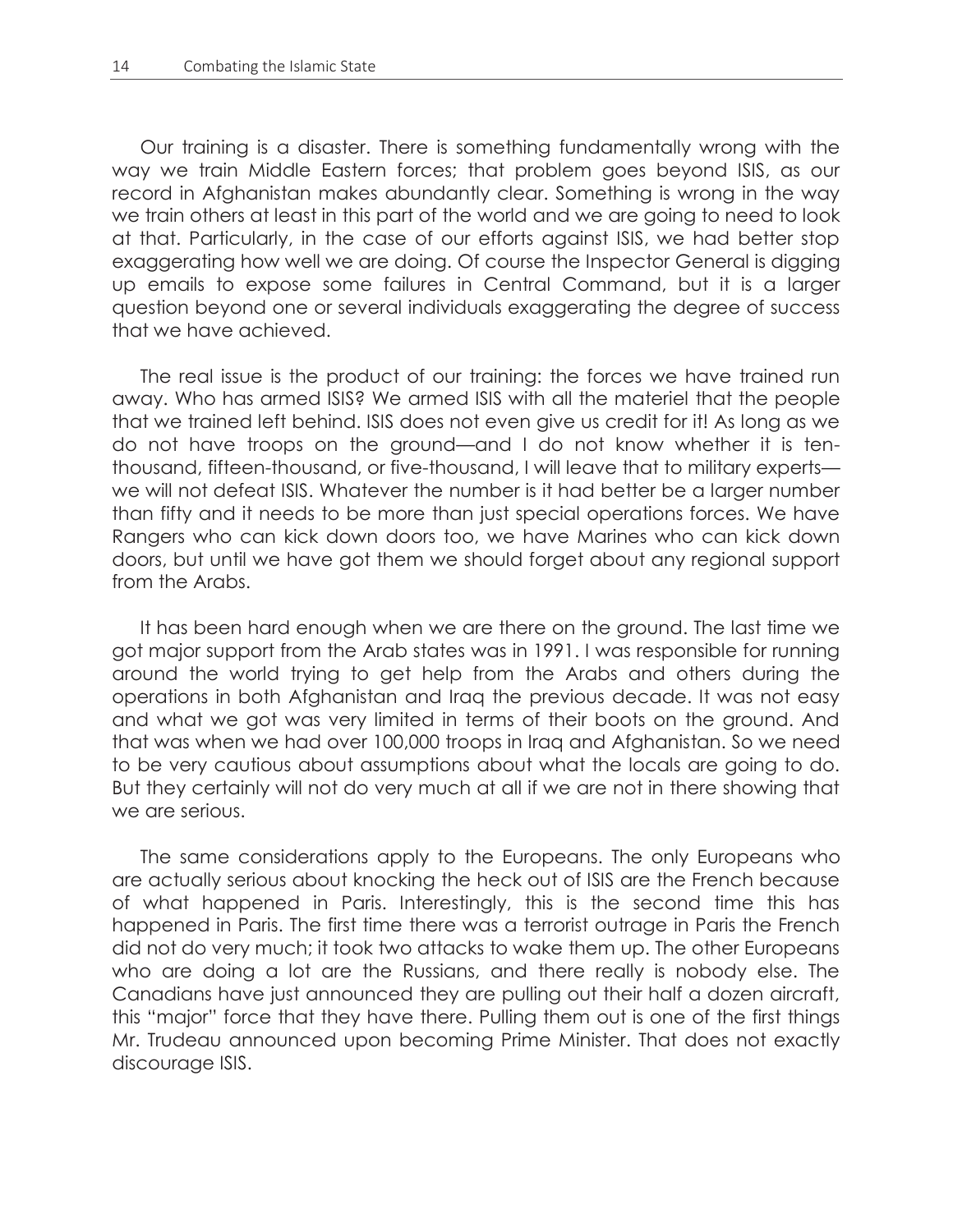Our training is a disaster. There is something fundamentally wrong with the way we train Middle Eastern forces; that problem goes beyond ISIS, as our record in Afghanistan makes abundantly clear. Something is wrong in the way we train others at least in this part of the world and we are going to need to look at that. Particularly, in the case of our efforts against ISIS, we had better stop exaggerating how well we are doing. Of course the Inspector General is digging up emails to expose some failures in Central Command, but it is a larger question beyond one or several individuals exaggerating the degree of success that we have achieved.

The real issue is the product of our training: the forces we have trained run away. Who has armed ISIS? We armed ISIS with all the materiel that the people that we trained left behind. ISIS does not even give us credit for it! As long as we do not have troops on the ground—and I do not know whether it is ten-thousand, fifteen-thousand, or five-thousand, I will leave that to military experts—we will not defeat ISIS. Whatever the number is it had better be a larger number than fifty and it needs to be more than just special operations forces. We have Rangers who can kick down doors too, we have Marines who can kick down doors, but until we have got them we should forget about any regional support from the Arabs.

It has been hard enough when we are there on the ground. The last time we got major support from the Arab states was in 1991. I was responsible for running around the world trying to get help from the Arabs and others during the operations in both Afghanistan and Iraq the previous decade. It was not easy and what we got was very limited in terms of their boots on the ground. And that was when we had over 100,000 troops in Iraq and Afghanistan. So we need to be very cautious about assumptions about what the locals are going to do. But they certainly will not do very much at all if we are not in there showing that we are serious.

The same considerations apply to the Europeans. The only Europeans who are actually serious about knocking the heck out of ISIS are the French because of what happened in Paris. Interestingly, this is the second time this has happened in Paris. The first time there was a terrorist outrage in Paris the French did not do very much; it took two attacks to wake them up. The other Europeans who are doing a lot are the Russians, and there really is nobody else. The Canadians have just announced they are pulling out their half a dozen aircraft, this "major" force that they have there. Pulling them out is one of the first things Mr. Trudeau announced upon becoming Prime Minister. That does not exactly discourage ISIS.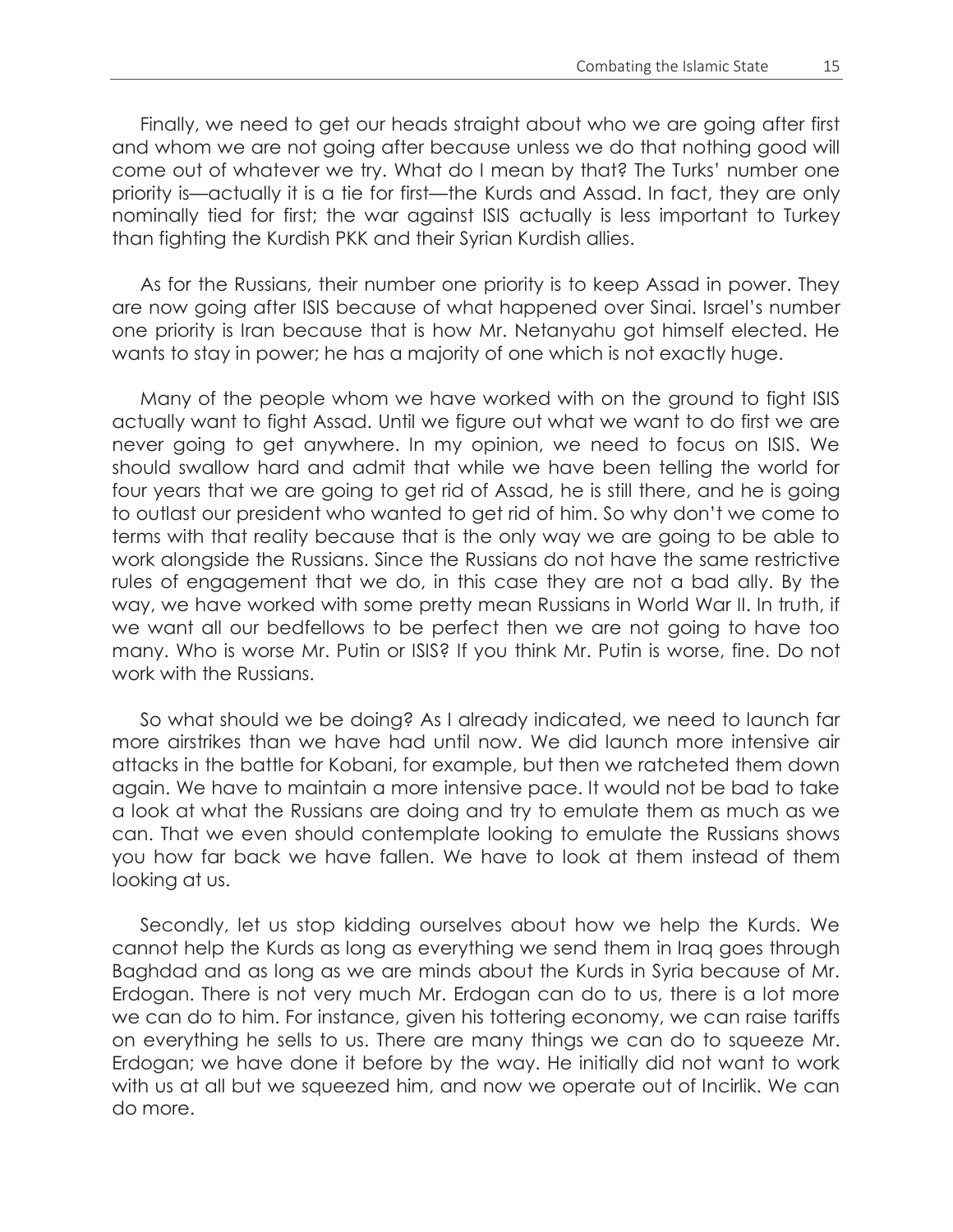Finally, we need to get our heads straight about who we are going after first and whom we are not going after because unless we do that nothing good will come out of whatever we try. What do I mean by that? The Turks' number one priority is—actually it is a tie for first—the Kurds and Assad. In fact, they are only nominally tied for first; the war against ISIS actually is less important to Turkey than fighting the Kurdish PKK and their Syrian Kurdish allies.

As for the Russians, their number one priority is to keep Assad in power. They are now going after ISIS because of what happened over Sinai. Israel's number one priority is Iran because that is how Mr. Netanyahu got himself elected. He wants to stay in power; he has a majority of one which is not exactly huge.

Many of the people whom we have worked with on the ground to fight ISIS actually want to fight Assad. Until we figure out what we want to do first we are never going to get anywhere. In my opinion, we need to focus on ISIS. We should swallow hard and admit that while we have been telling the world for four years that we are going to get rid of Assad, he is still there, and he is going to outlast our president who wanted to get rid of him. So why don't we come to terms with that reality because that is the only way we are going to be able to work alongside the Russians. Since the Russians do not have the same restrictive rules of engagement that we do, in this case they are not a bad ally. By the way, we have worked with some pretty mean Russians in World War II. In truth, if we want all our bedfellows to be perfect then we are not going to have too many. Who is worse Mr. Putin or ISIS? If you think Mr. Putin is worse, fine. Do not work with the Russians.

So what should we be doing? As I already indicated, we need to launch far more airstrikes than we have had until now. We did launch more intensive air attacks in the battle for Kobani, for example, but then we ratcheted them down again. We have to maintain a more intensive pace. It would not be bad to take a look at what the Russians are doing and try to emulate them as much as we can. That we even should contemplate looking to emulate the Russians shows you how far back we have fallen. We have to look at them instead of them looking at us.

Secondly, let us stop kidding ourselves about how we help the Kurds. We cannot help the Kurds as long as everything we send them in Iraq goes through Baghdad and as long as we are minds about the Kurds in Syria because of Mr. Erdogan. There is not very much Mr. Erdogan can do to us, there is a lot more we can do to him. For instance, given his tottering economy, we can raise tariffs on everything he sells to us. There are many things we can do to squeeze Mr. Erdogan; we have done it before by the way. He initially did not want to work with us at all but we squeezed him, and now we operate out of Incirlik. We can do more.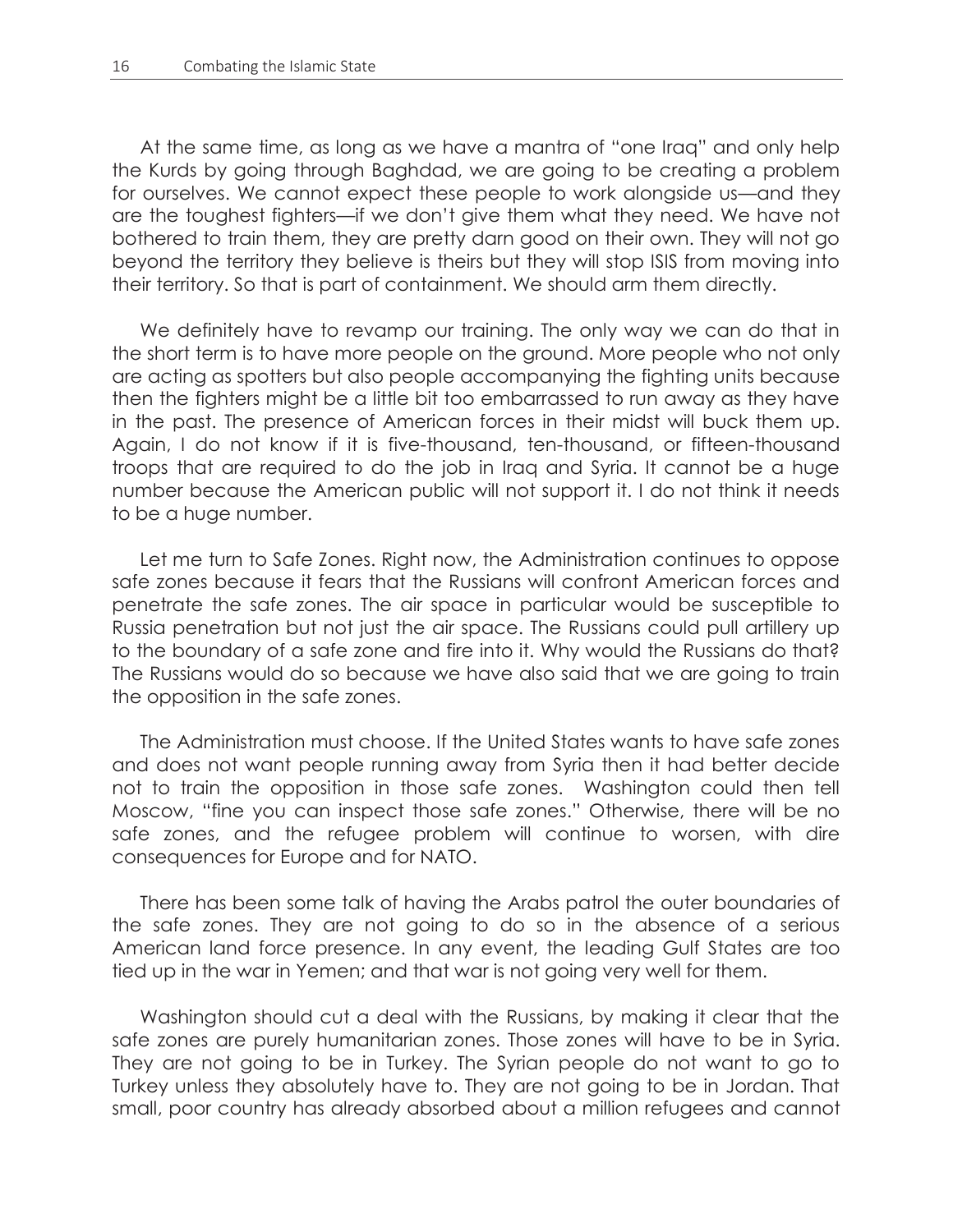At the same time, as long as we have a mantra of "one Iraq" and only help the Kurds by going through Baghdad, we are going to be creating a problem for ourselves. We cannot expect these people to work alongside us—and they are the toughest fighters—if we don't give them what they need. We have not bothered to train them, they are pretty darn good on their own. They will not go beyond the territory they believe is theirs but they will stop ISIS from moving into their territory. So that is part of containment. We should arm them directly.

We definitely have to revamp our training. The only way we can do that in the short term is to have more people on the ground. More people who not only are acting as spotters but also people accompanying the fighting units because then the fighters might be a little bit too embarrassed to run away as they have in the past. The presence of American forces in their midst will buck them up. Again, I do not know if it is five-thousand, ten-thousand, or fifteen-thousand troops that are required to do the job in Iraq and Syria. It cannot be a huge number because the American public will not support it. I do not think it needs to be a huge number.

Let me turn to Safe Zones. Right now, the Administration continues to oppose safe zones because it fears that the Russians will confront American forces and penetrate the safe zones. The air space in particular would be susceptible to Russia penetration but not just the air space. The Russians could pull artillery up to the boundary of a safe zone and fire into it. Why would the Russians do that? The Russians would do so because we have also said that we are going to train the opposition in the safe zones.

The Administration must choose. If the United States wants to have safe zones and does not want people running away from Syria then it had better decide not to train the opposition in those safe zones. Washington could then tell Moscow, "fine you can inspect those safe zones." Otherwise, there will be no safe zones, and the refugee problem will continue to worsen, with dire consequences for Europe and for NATO.

There has been some talk of having the Arabs patrol the outer boundaries of the safe zones. They are not going to do so in the absence of a serious American land force presence. In any event, the leading Gulf States are too tied up in the war in Yemen; and that war is not going very well for them.

Washington should cut a deal with the Russians, by making it clear that the safe zones are purely humanitarian zones. Those zones will have to be in Syria. They are not going to be in Turkey. The Syrian people do not want to go to Turkey unless they absolutely have to. They are not going to be in Jordan. That small, poor country has already absorbed about a million refugees and cannot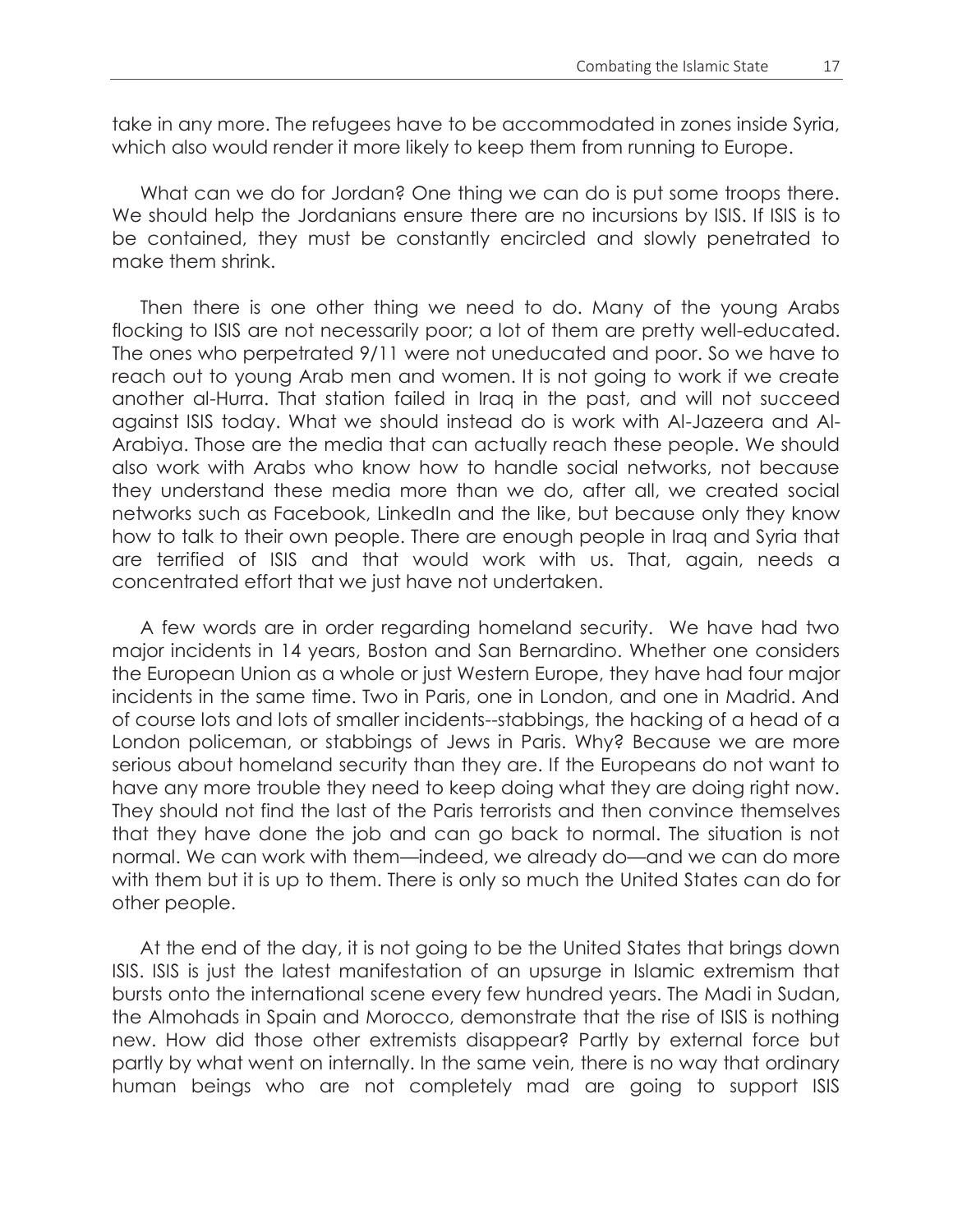take in any more. The refugees have to be accommodated in zones inside Syria, which also would render it more likely to keep them from running to Europe.

What can we do for Jordan? One thing we can do is put some troops there. We should help the Jordanians ensure there are no incursions by ISIS. If ISIS is to be contained, they must be constantly encircled and slowly penetrated to make them shrink.

Then there is one other thing we need to do. Many of the young Arabs flocking to ISIS are not necessarily poor; a lot of them are pretty well-educated. The ones who perpetrated 9/11 were not uneducated and poor. So we have to reach out to young Arab men and women. It is not going to work if we create another al-Hurra. That station failed in Iraq in the past, and will not succeed against ISIS today. What we should instead do is work with Al-Jazeera and Al-Arabiya. Those are the media that can actually reach these people. We should also work with Arabs who know how to handle social networks, not because they understand these media more than we do, after all, we created social networks such as Facebook, LinkedIn and the like, but because only they know how to talk to their own people. There are enough people in Iraq and Syria that are terrified of ISIS and that would work with us. That, again, needs a concentrated effort that we just have not undertaken.

A few words are in order regarding homeland security. We have had two major incidents in 14 years, Boston and San Bernardino. Whether one considers the European Union as a whole or just Western Europe, they have had four major incidents in the same time. Two in Paris, one in London, and one in Madrid. And of course lots and lots of smaller incidents--stabbings, the hacking of a head of a London policeman, or stabbings of Jews in Paris. Why? Because we are more serious about homeland security than they are. If the Europeans do not want to have any more trouble they need to keep doing what they are doing right now. They should not find the last of the Paris terrorists and then convince themselves that they have done the job and can go back to normal. The situation is not normal. We can work with them—indeed, we already do—and we can do more with them but it is up to them. There is only so much the United States can do for other people.

At the end of the day, it is not going to be the United States that brings down ISIS. ISIS is just the latest manifestation of an upsurge in Islamic extremism that bursts onto the international scene every few hundred years. The Madi in Sudan, the Almohads in Spain and Morocco, demonstrate that the rise of ISIS is nothing new. How did those other extremists disappear? Partly by external force but partly by what went on internally. In the same vein, there is no way that ordinary human beings who are not completely mad are going to support ISIS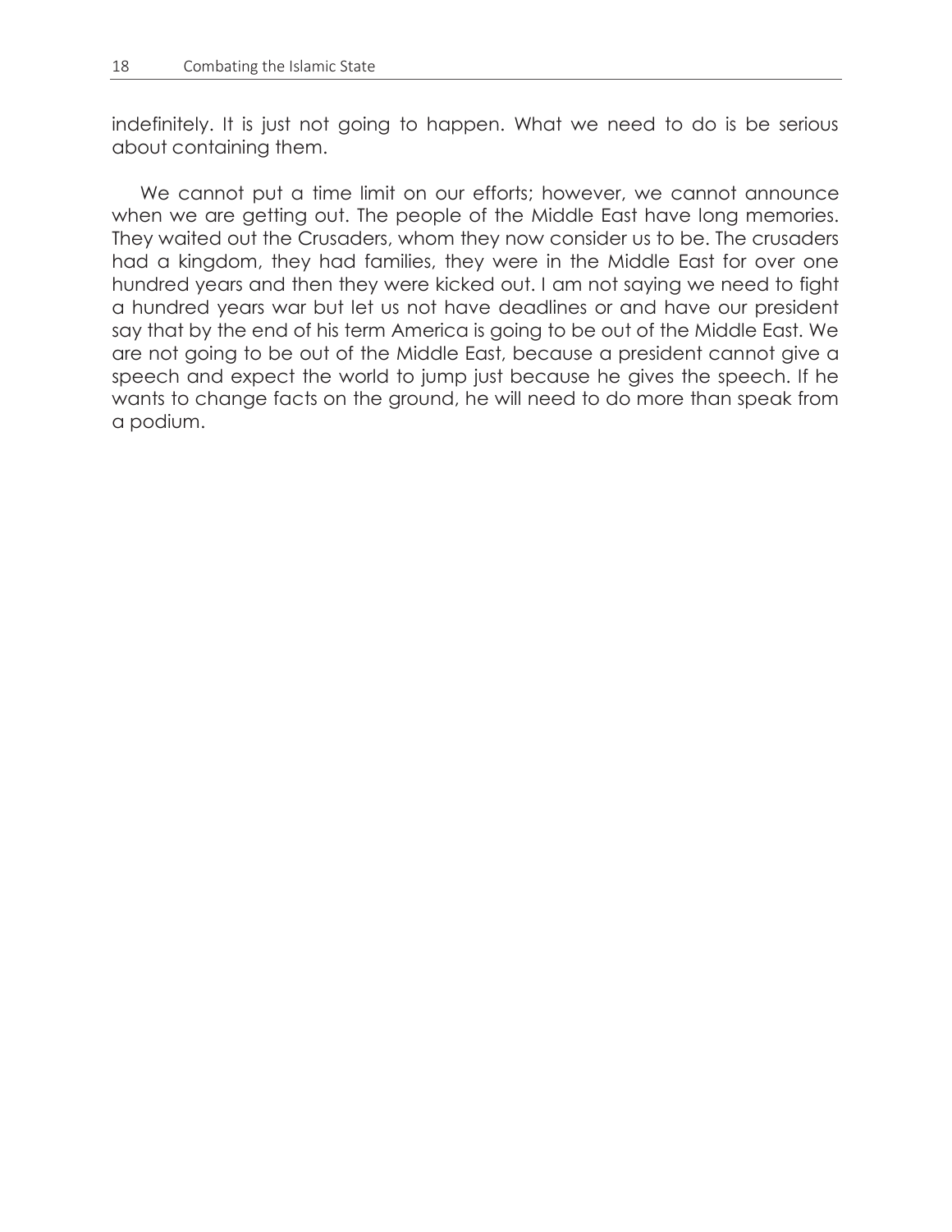indefinitely. It is just not going to happen. What we need to do is be serious about containing them.

We cannot put a time limit on our efforts; however, we cannot announce when we are getting out. The people of the Middle East have long memories. They waited out the Crusaders, whom they now consider us to be. The crusaders had a kingdom, they had families, they were in the Middle East for over one hundred years and then they were kicked out. I am not saying we need to fight a hundred years war but let us not have deadlines or and have our president say that by the end of his term America is going to be out of the Middle East. We are not going to be out of the Middle East, because a president cannot give a speech and expect the world to jump just because he gives the speech. If he wants to change facts on the ground, he will need to do more than speak from a podium.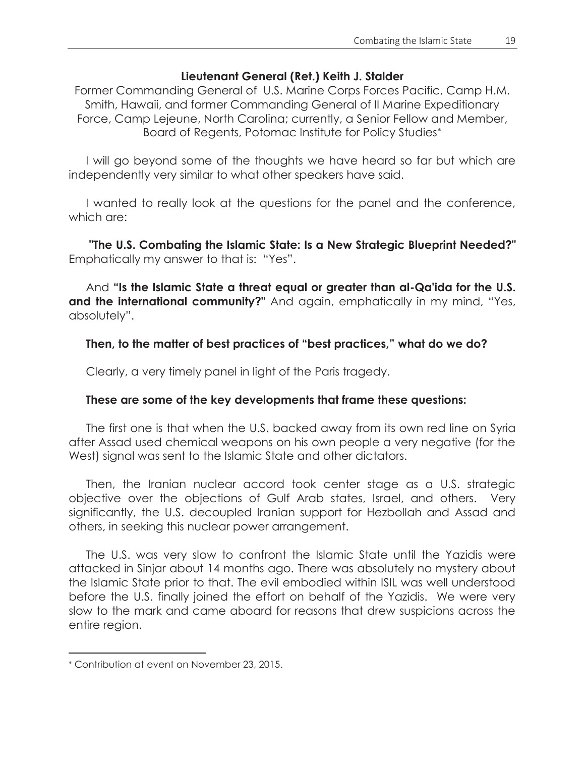### Lieutenant General (Ret.) Keith J. Stalder

Former Commanding General of U.S. Marine Corps Forces Pacific, Camp H.M. Smith, Hawaii, and former Commanding General of II Marine Expeditionary Force, Camp Lejeune, North Carolina; currently, a Senior Fellow and Member, Board of Regents, Potomac Institute for Policy Studies*

I will go beyond some of the thoughts we have heard so far but which are independently very similar to what other speakers have said.

I wanted to really look at the questions for the panel and the conference, which are:

**"The U.S. Combating the Islamic State: Is a New Strategic Blueprint Needed?"** Emphatically my answer to that is: "Yes".

And **"Is the Islamic State a threat equal or greater than al-Qa'ida for the U.S. and the international community?"** And again, emphatically in my mind, "Yes, absolutely".

**Then, to the matter of best practices of "best practices," what do we do?**

Clearly, a very timely panel in light of the Paris tragedy.

**These are some of the key developments that frame these questions:**

The first one is that when the U.S. backed away from its own red line on Syria after Assad used chemical weapons on his own people a very negative (for the West) signal was sent to the Islamic State and other dictators.

Then, the Iranian nuclear accord took center stage as a U.S. strategic objective over the objections of Gulf Arab states, Israel, and others. Very significantly, the U.S. decoupled Iranian support for Hezbollah and Assad and others, in seeking this nuclear power arrangement.

The U.S. was very slow to confront the Islamic State until the Yazidis were attacked in Sinjar about 14 months ago. There was absolutely no mystery about the Islamic State prior to that. The evil embodied within ISIL was well understood before the U.S. finally joined the effort on behalf of the Yazidis. We were very slow to the mark and came aboard for reasons that drew suspicions across the entire region.

* Contribution at event on November 23, 2015.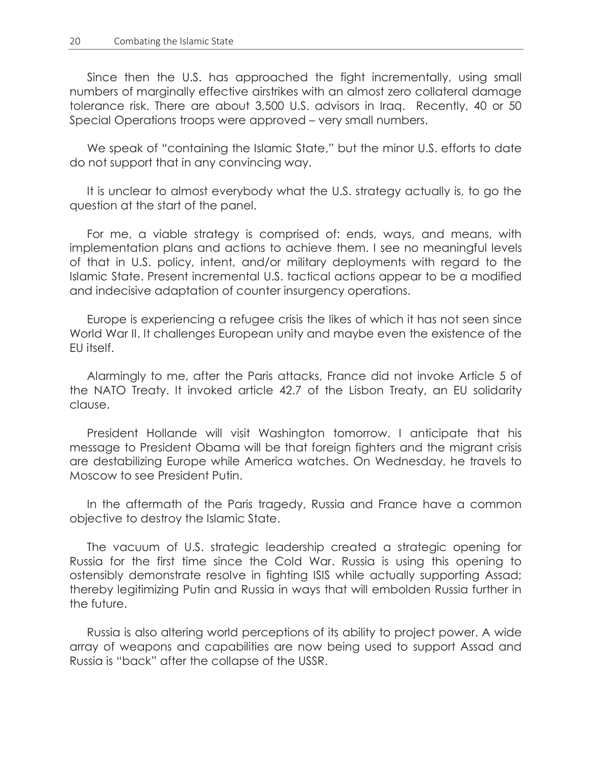Since then the U.S. has approached the fight incrementally, using small numbers of marginally effective airstrikes with an almost zero collateral damage tolerance risk. There are about 3,500 U.S. advisors in Iraq. Recently, 40 or 50 Special Operations troops were approved – very small numbers.

We speak of "containing the Islamic State," but the minor U.S. efforts to date do not support that in any convincing way.

It is unclear to almost everybody what the U.S. strategy actually is, to go the question at the start of the panel.

For me, a viable strategy is comprised of: ends, ways, and means, with implementation plans and actions to achieve them. I see no meaningful levels of that in U.S. policy, intent, and/or military deployments with regard to the Islamic State. Present incremental U.S. tactical actions appear to be a modified and indecisive adaptation of counter insurgency operations.

Europe is experiencing a refugee crisis the likes of which it has not seen since World War II. It challenges European unity and maybe even the existence of the EU itself.

Alarmingly to me, after the Paris attacks, France did not invoke Article 5 of the NATO Treaty. It invoked article 42.7 of the Lisbon Treaty, an EU solidarity clause.

President Hollande will visit Washington tomorrow. I anticipate that his message to President Obama will be that foreign fighters and the migrant crisis are destabilizing Europe while America watches. On Wednesday, he travels to Moscow to see President Putin.

In the aftermath of the Paris tragedy, Russia and France have a common objective to destroy the Islamic State.

The vacuum of U.S. strategic leadership created a strategic opening for Russia for the first time since the Cold War. Russia is using this opening to ostensibly demonstrate resolve in fighting ISIS while actually supporting Assad; thereby legitimizing Putin and Russia in ways that will embolden Russia further in the future.

Russia is also altering world perceptions of its ability to project power. A wide array of weapons and capabilities are now being used to support Assad and Russia is "back" after the collapse of the USSR.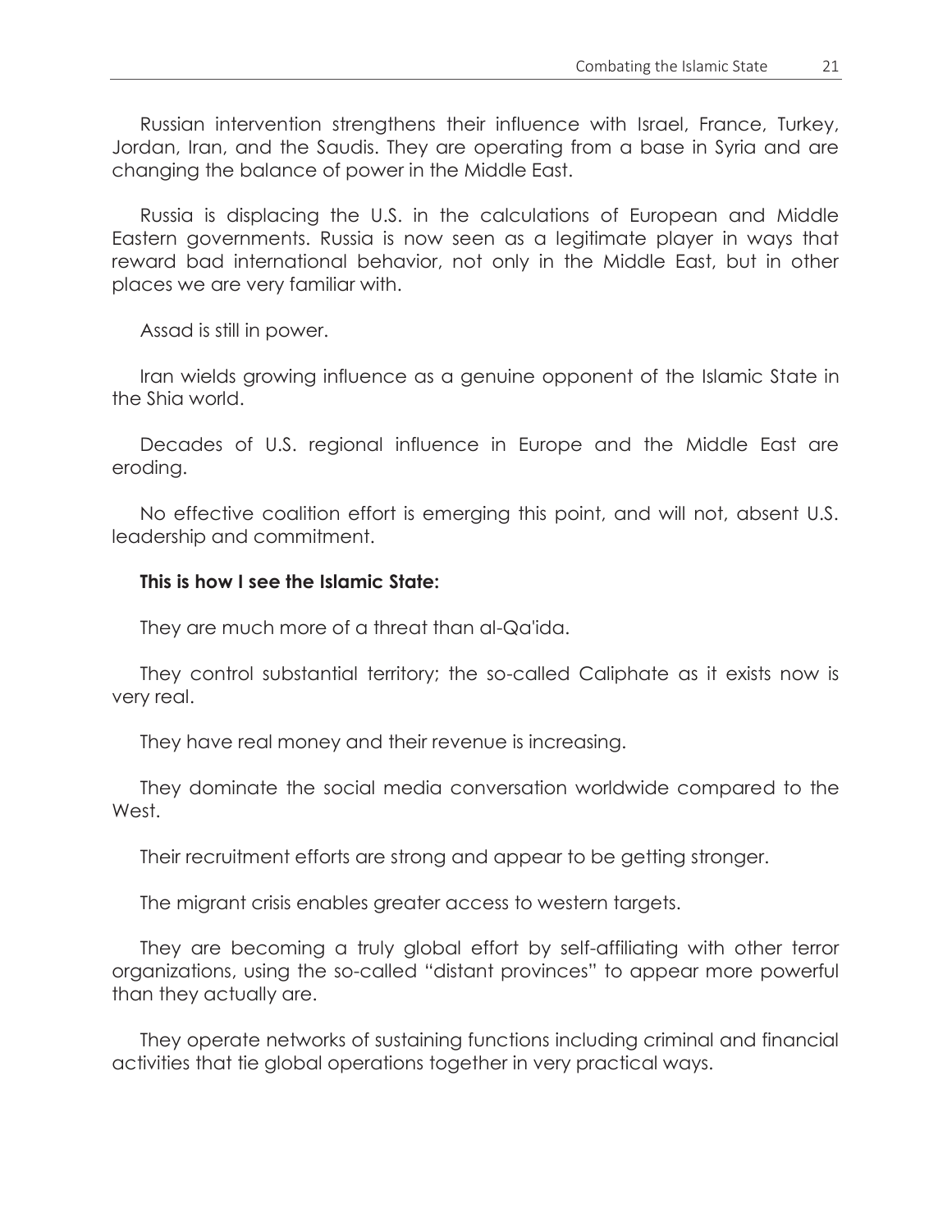Russian intervention strengthens their influence with Israel, France, Turkey, Jordan, Iran, and the Saudis. They are operating from a base in Syria and are changing the balance of power in the Middle East.

Russia is displacing the U.S. in the calculations of European and Middle Eastern governments. Russia is now seen as a legitimate player in ways that reward bad international behavior, not only in the Middle East, but in other places we are very familiar with.

Assad is still in power.

Iran wields growing influence as a genuine opponent of the Islamic State in the Shia world.

Decades of U.S. regional influence in Europe and the Middle East are eroding.

No effective coalition effort is emerging this point, and will not, absent U.S. leadership and commitment.

**This is how I see the Islamic State:**

They are much more of a threat than al-Qa'ida.

They control substantial territory; the so-called Caliphate as it exists now is very real.

They have real money and their revenue is increasing.

They dominate the social media conversation worldwide compared to the West.

Their recruitment efforts are strong and appear to be getting stronger.

The migrant crisis enables greater access to western targets.

They are becoming a truly global effort by self-affiliating with other terror organizations, using the so-called "distant provinces" to appear more powerful than they actually are.

They operate networks of sustaining functions including criminal and financial activities that tie global operations together in very practical ways.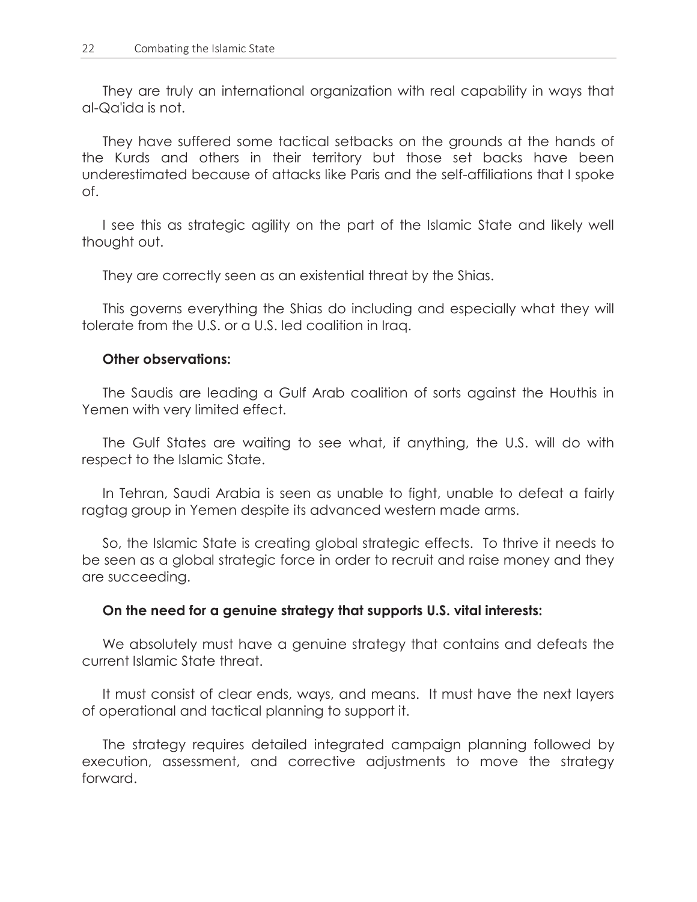They are truly an international organization with real capability in ways that al-Qa'ida is not.

They have suffered some tactical setbacks on the grounds at the hands of the Kurds and others in their territory but those set backs have been underestimated because of attacks like Paris and the self-affiliations that I spoke of.

I see this as strategic agility on the part of the Islamic State and likely well thought out.

They are correctly seen as an existential threat by the Shias.

This governs everything the Shias do including and especially what they will tolerate from the U.S. or a U.S. led coalition in Iraq.

**Other observations:**

The Saudis are leading a Gulf Arab coalition of sorts against the Houthis in Yemen with very limited effect.

The Gulf States are waiting to see what, if anything, the U.S. will do with respect to the Islamic State.

In Tehran, Saudi Arabia is seen as unable to fight, unable to defeat a fairly ragtag group in Yemen despite its advanced western made arms.

So, the Islamic State is creating global strategic effects. To thrive it needs to be seen as a global strategic force in order to recruit and raise money and they are succeeding.

**On the need for a genuine strategy that supports U.S. vital interests:**

We absolutely must have a genuine strategy that contains and defeats the current Islamic State threat.

It must consist of clear ends, ways, and means. It must have the next layers of operational and tactical planning to support it.

The strategy requires detailed integrated campaign planning followed by execution, assessment, and corrective adjustments to move the strategy forward.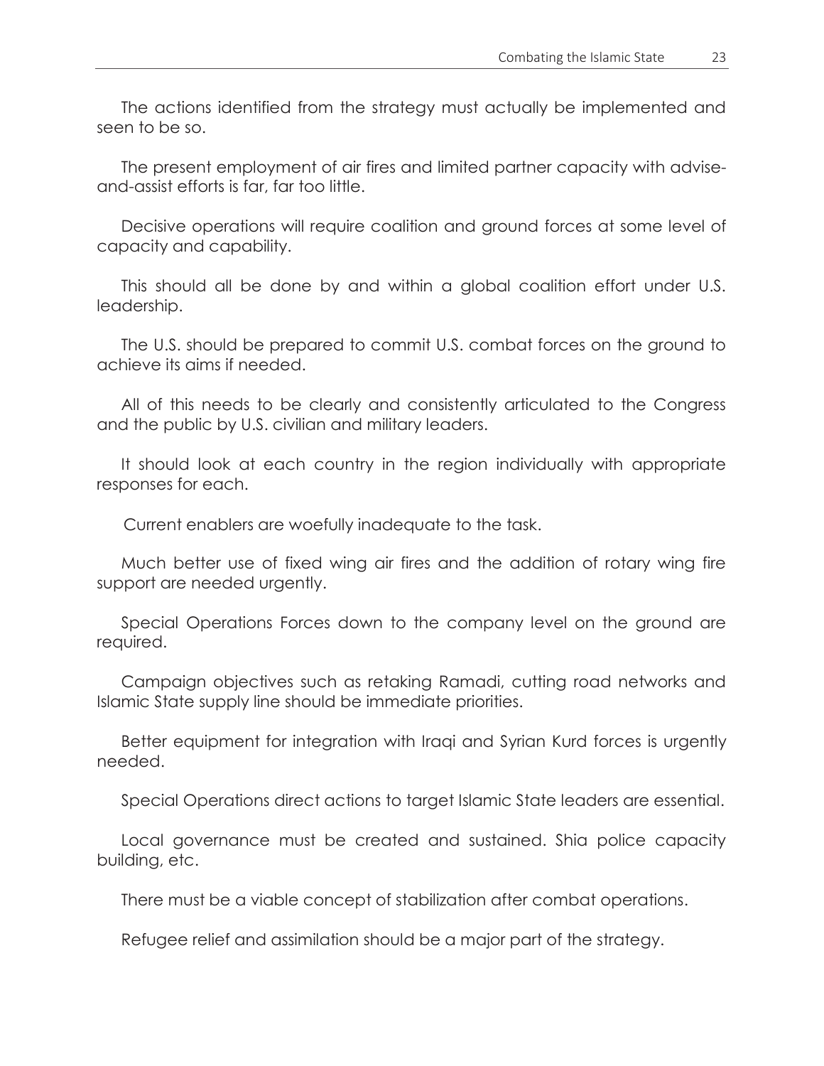The actions identified from the strategy must actually be implemented and seen to be so.

The present employment of air fires and limited partner capacity with advise-and-assist efforts is far, far too little.

Decisive operations will require coalition and ground forces at some level of capacity and capability.

This should all be done by and within a global coalition effort under U.S. leadership.

The U.S. should be prepared to commit U.S. combat forces on the ground to achieve its aims if needed.

All of this needs to be clearly and consistently articulated to the Congress and the public by U.S. civilian and military leaders.

It should look at each country in the region individually with appropriate responses for each.

Current enablers are woefully inadequate to the task.

Much better use of fixed wing air fires and the addition of rotary wing fire support are needed urgently.

Special Operations Forces down to the company level on the ground are required.

Campaign objectives such as retaking Ramadi, cutting road networks and Islamic State supply line should be immediate priorities.

Better equipment for integration with Iraqi and Syrian Kurd forces is urgently needed.

Special Operations direct actions to target Islamic State leaders are essential.

Local governance must be created and sustained. Shia police capacity building, etc.

There must be a viable concept of stabilization after combat operations.

Refugee relief and assimilation should be a major part of the strategy.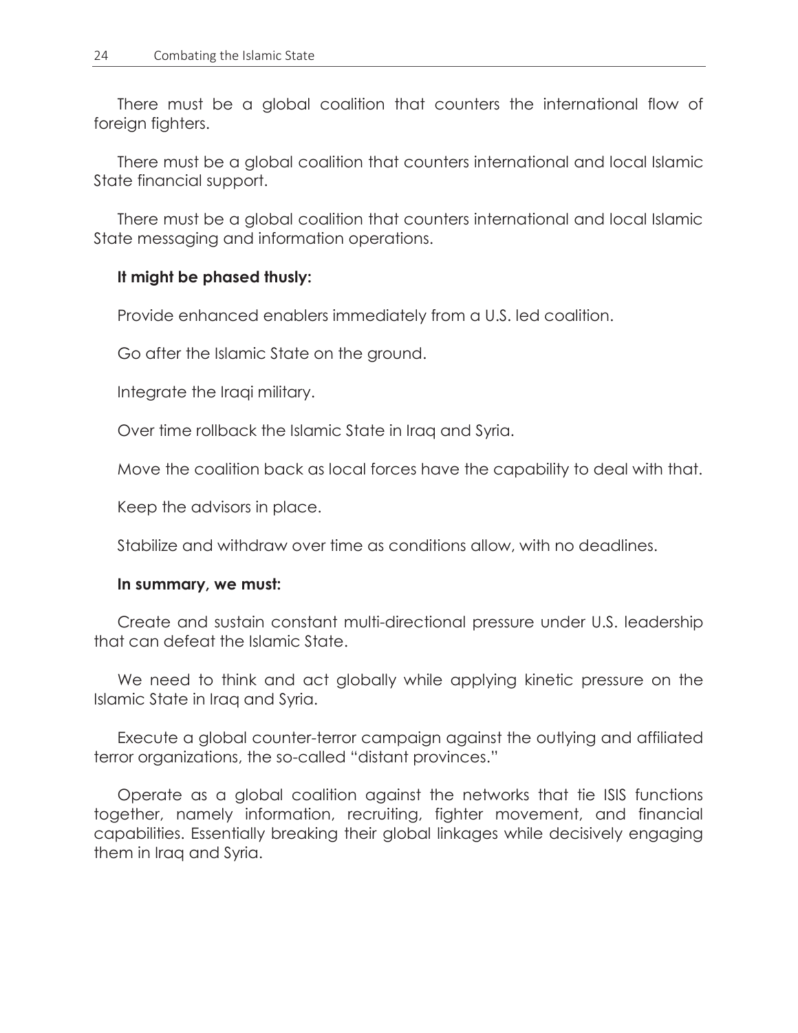There must be a global coalition that counters the international flow of foreign fighters.

There must be a global coalition that counters international and local Islamic State financial support.

There must be a global coalition that counters international and local Islamic State messaging and information operations.

**It might be phased thusly:**

Provide enhanced enablers immediately from a U.S. led coalition.

Go after the Islamic State on the ground.

Integrate the Iraqi military.

Over time rollback the Islamic State in Iraq and Syria.

Move the coalition back as local forces have the capability to deal with that.

Keep the advisors in place.

Stabilize and withdraw over time as conditions allow, with no deadlines.

**In summary, we must:**

Create and sustain constant multi-directional pressure under U.S. leadership that can defeat the Islamic State.

We need to think and act globally while applying kinetic pressure on the Islamic State in Iraq and Syria.

Execute a global counter-terror campaign against the outlying and affiliated terror organizations, the so-called "distant provinces."

Operate as a global coalition against the networks that tie ISIS functions together, namely information, recruiting, fighter movement, and financial capabilities. Essentially breaking their global linkages while decisively engaging them in Iraq and Syria.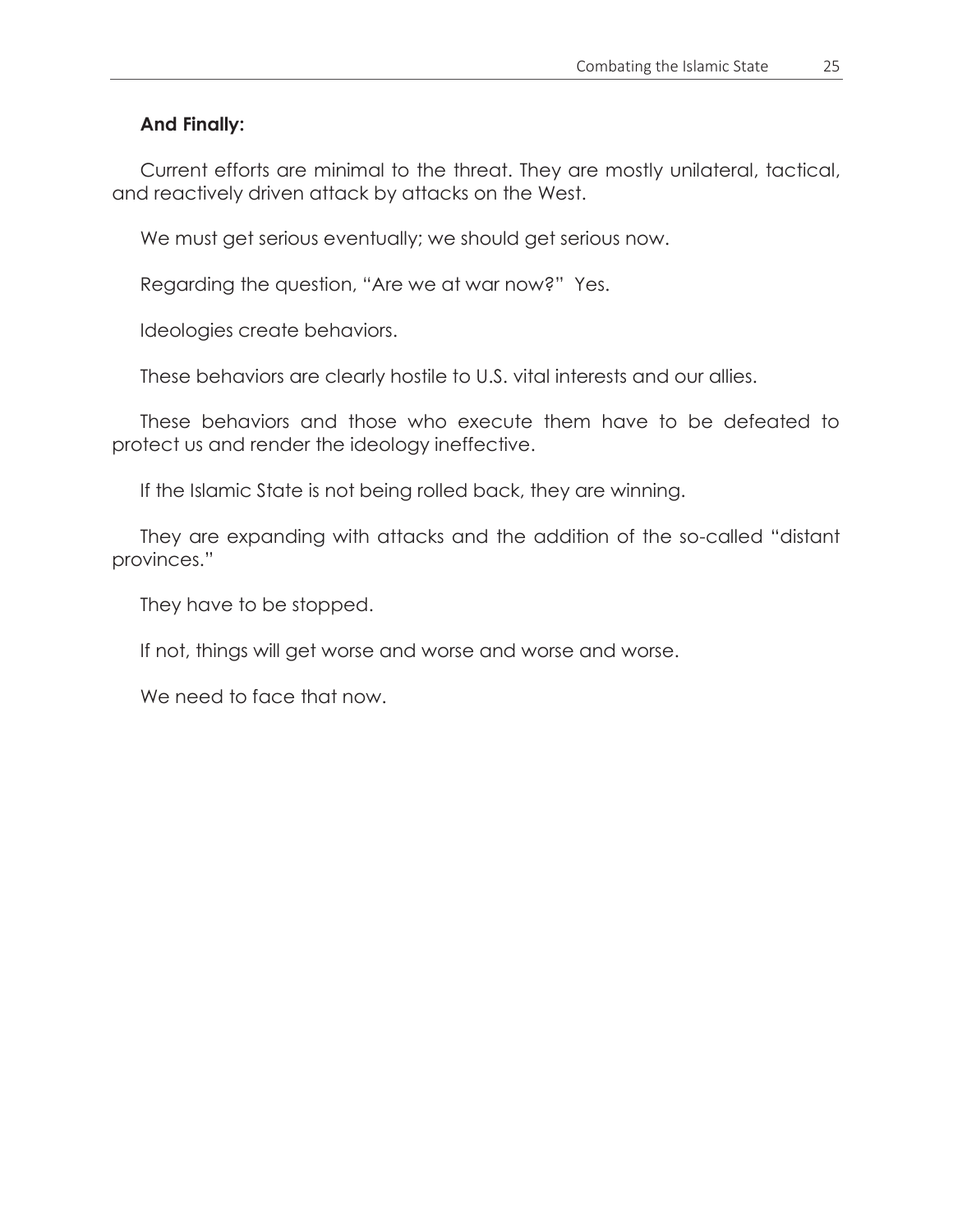**And Finally:**

Current efforts are minimal to the threat. They are mostly unilateral, tactical, and reactively driven attack by attacks on the West.

We must get serious eventually; we should get serious now.

Regarding the question, "Are we at war now?" Yes.

Ideologies create behaviors.

These behaviors are clearly hostile to U.S. vital interests and our allies.

These behaviors and those who execute them have to be defeated to protect us and render the ideology ineffective.

If the Islamic State is not being rolled back, they are winning.

They are expanding with attacks and the addition of the so-called "distant provinces."

They have to be stopped.

If not, things will get worse and worse and worse and worse.

We need to face that now.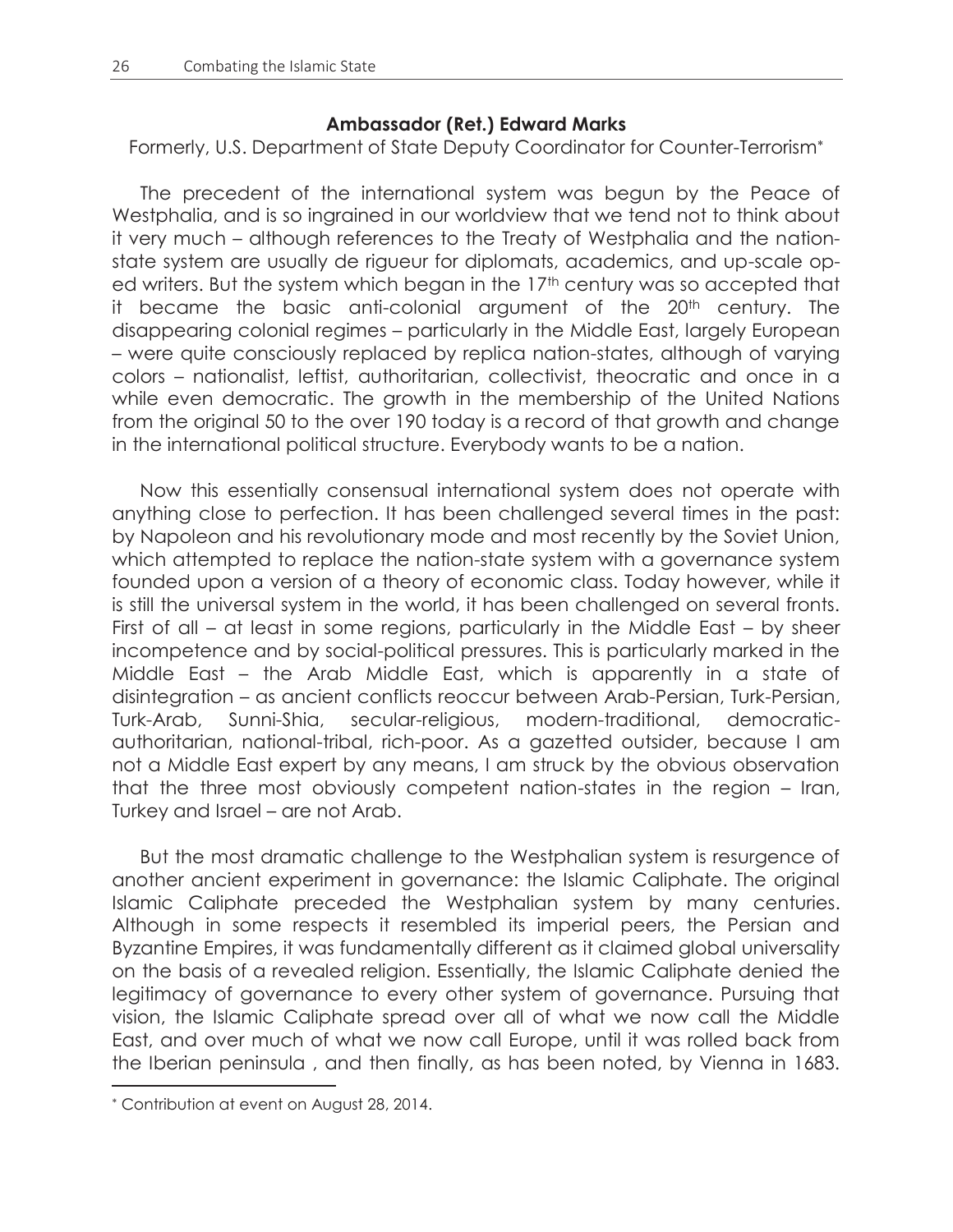**Ambassador (Ret.) Edward Marks**

Formerly, U.S. Department of State Deputy Coordinator for Counter-Terrorism*

The precedent of the international system was begun by the Peace of Westphalia, and is so ingrained in our worldview that we tend not to think about it very much – although references to the Treaty of Westphalia and the nation-state system are usually de rigueur for diplomats, academics, and up-scale op-ed writers. But the system which began in the 17th century was so accepted that it became the basic anti-colonial argument of the 20th century. The disappearing colonial regimes – particularly in the Middle East, largely European – were quite consciously replaced by replica nation-states, although of varying colors – nationalist, leftist, authoritarian, collectivist, theocratic and once in a while even democratic. The growth in the membership of the United Nations from the original 50 to the over 190 today is a record of that growth and change in the international political structure. Everybody wants to be a nation.

Now this essentially consensual international system does not operate with anything close to perfection. It has been challenged several times in the past: by Napoleon and his revolutionary mode and most recently by the Soviet Union, which attempted to replace the nation-state system with a governance system founded upon a version of a theory of economic class. Today however, while it is still the universal system in the world, it has been challenged on several fronts. First of all – at least in some regions, particularly in the Middle East – by sheer incompetence and by social-political pressures. This is particularly marked in the Middle East – the Arab Middle East, which is apparently in a state of disintegration – as ancient conflicts reoccur between Arab-Persian, Turk-Persian, Turk-Arab, Sunni-Shia, secular-religious, modern-traditional, democratic-authoritarian, national-tribal, rich-poor. As a gazetted outsider, because I am not a Middle East expert by any means, I am struck by the obvious observation that the three most obviously competent nation-states in the region – Iran, Turkey and Israel – are not Arab.

But the most dramatic challenge to the Westphalian system is resurgence of another ancient experiment in governance: the Islamic Caliphate. The original Islamic Caliphate preceded the Westphalian system by many centuries. Although in some respects it resembled its imperial peers, the Persian and Byzantine Empires, it was fundamentally different as it claimed global universality on the basis of a revealed religion. Essentially, the Islamic Caliphate denied the legitimacy of governance to every other system of governance. Pursuing that vision, the Islamic Caliphate spread over all of what we now call the Middle East, and over much of what we now call Europe, until it was rolled back from the Iberian peninsula , and then finally, as has been noted, by Vienna in 1683.

* Contribution at event on August 28, 2014.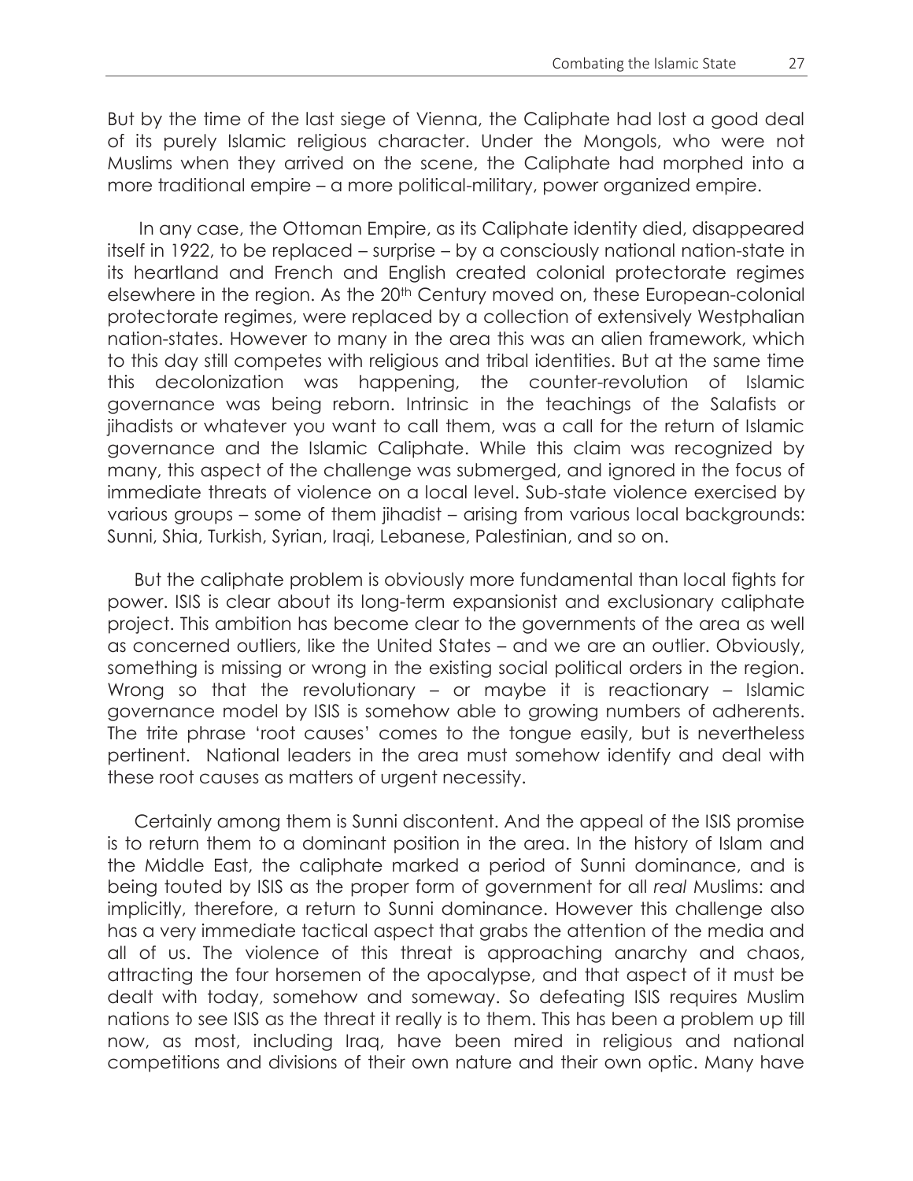But by the time of the last siege of Vienna, the Caliphate had lost a good deal of its purely Islamic religious character. Under the Mongols, who were not Muslims when they arrived on the scene, the Caliphate had morphed into a more traditional empire – a more political-military, power organized empire.

In any case, the Ottoman Empire, as its Caliphate identity died, disappeared itself in 1922, to be replaced – surprise – by a consciously national nation-state in its heartland and French and English created colonial protectorate regimes elsewhere in the region. As the 20th Century moved on, these European-colonial protectorate regimes, were replaced by a collection of extensively Westphalian nation-states. However to many in the area this was an alien framework, which to this day still competes with religious and tribal identities. But at the same time this decolonization was happening, the counter-revolution of Islamic governance was being reborn. Intrinsic in the teachings of the Salafists or jihadists or whatever you want to call them, was a call for the return of Islamic governance and the Islamic Caliphate. While this claim was recognized by many, this aspect of the challenge was submerged, and ignored in the focus of immediate threats of violence on a local level. Sub-state violence exercised by various groups – some of them jihadist – arising from various local backgrounds: Sunni, Shia, Turkish, Syrian, Iraqi, Lebanese, Palestinian, and so on.

But the caliphate problem is obviously more fundamental than local fights for power. ISIS is clear about its long-term expansionist and exclusionary caliphate project. This ambition has become clear to the governments of the area as well as concerned outliers, like the United States – and we are an outlier. Obviously, something is missing or wrong in the existing social political orders in the region. Wrong so that the revolutionary – or maybe it is reactionary – Islamic governance model by ISIS is somehow able to growing numbers of adherents. The trite phrase 'root causes' comes to the tongue easily, but is nevertheless pertinent. National leaders in the area must somehow identify and deal with these root causes as matters of urgent necessity.

Certainly among them is Sunni discontent. And the appeal of the ISIS promise is to return them to a dominant position in the area. In the history of Islam and the Middle East, the caliphate marked a period of Sunni dominance, and is being touted by ISIS as the proper form of government for all *real* Muslims: and implicitly, therefore, a return to Sunni dominance. However this challenge also has a very immediate tactical aspect that grabs the attention of the media and all of us. The violence of this threat is approaching anarchy and chaos, attracting the four horsemen of the apocalypse, and that aspect of it must be dealt with today, somehow and someway. So defeating ISIS requires Muslim nations to see ISIS as the threat it really is to them. This has been a problem up till now, as most, including Iraq, have been mired in religious and national competitions and divisions of their own nature and their own optic. Many have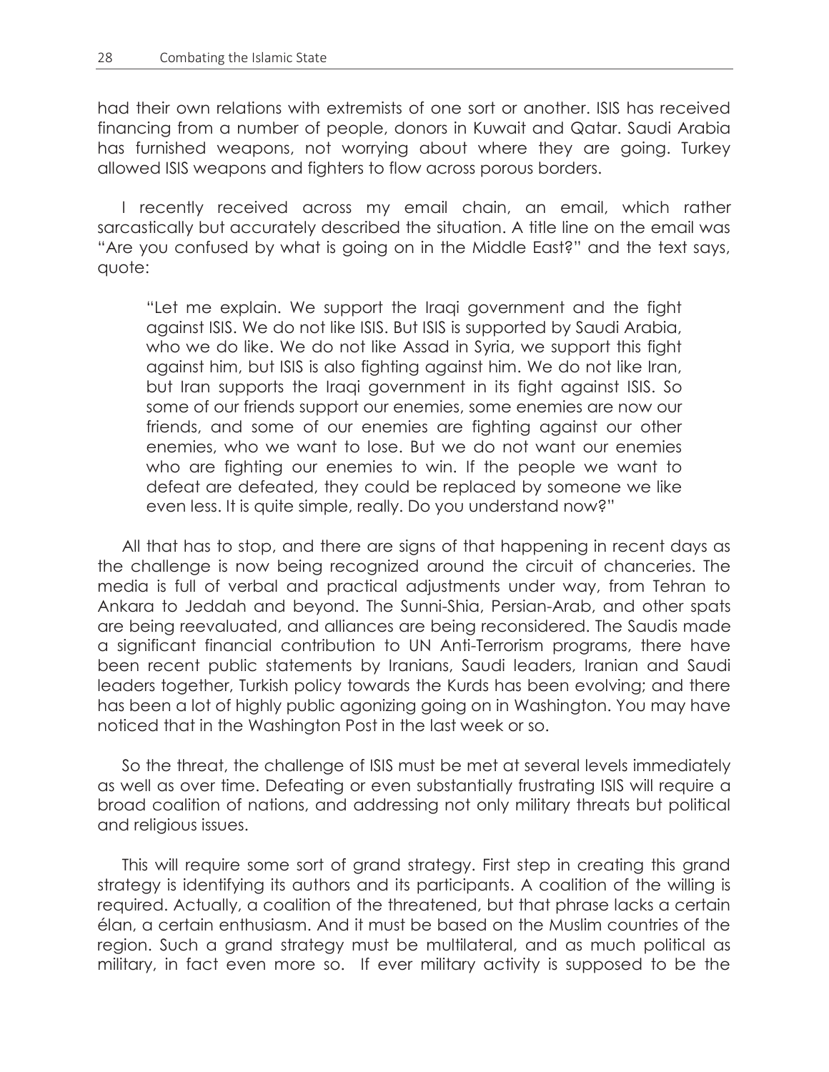had their own relations with extremists of one sort or another. ISIS has received financing from a number of people, donors in Kuwait and Qatar. Saudi Arabia has furnished weapons, not worrying about where they are going. Turkey allowed ISIS weapons and fighters to flow across porous borders.

I recently received across my email chain, an email, which rather sarcastically but accurately described the situation. A title line on the email was "Are you confused by what is going on in the Middle East?" and the text says, quote:

> "Let me explain. We support the Iraqi government and the fight against ISIS. We do not like ISIS. But ISIS is supported by Saudi Arabia, who we do like. We do not like Assad in Syria, we support this fight against him, but ISIS is also fighting against him. We do not like Iran, but Iran supports the Iraqi government in its fight against ISIS. So some of our friends support our enemies, some enemies are now our friends, and some of our enemies are fighting against our other enemies, who we want to lose. But we do not want our enemies who are fighting our enemies to win. If the people we want to defeat are defeated, they could be replaced by someone we like even less. It is quite simple, really. Do you understand now?"

All that has to stop, and there are signs of that happening in recent days as the challenge is now being recognized around the circuit of chanceries. The media is full of verbal and practical adjustments under way, from Tehran to Ankara to Jeddah and beyond. The Sunni-Shia, Persian-Arab, and other spats are being reevaluated, and alliances are being reconsidered. The Saudis made a significant financial contribution to UN Anti-Terrorism programs, there have been recent public statements by Iranians, Saudi leaders, Iranian and Saudi leaders together, Turkish policy towards the Kurds has been evolving; and there has been a lot of highly public agonizing going on in Washington. You may have noticed that in the Washington Post in the last week or so.

So the threat, the challenge of ISIS must be met at several levels immediately as well as over time. Defeating or even substantially frustrating ISIS will require a broad coalition of nations, and addressing not only military threats but political and religious issues.

This will require some sort of grand strategy. First step in creating this grand strategy is identifying its authors and its participants. A coalition of the willing is required. Actually, a coalition of the threatened, but that phrase lacks a certain élan, a certain enthusiasm. And it must be based on the Muslim countries of the region. Such a grand strategy must be multilateral, and as much political as military, in fact even more so. If ever military activity is supposed to be the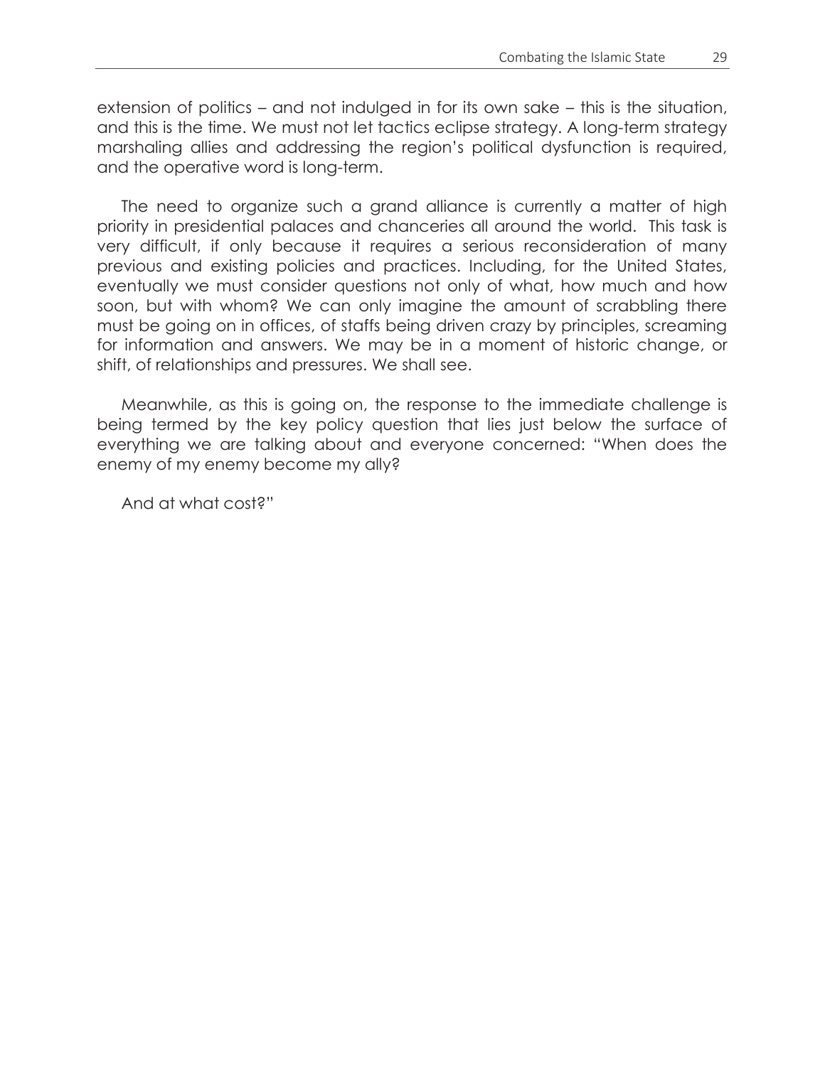extension of politics – and not indulged in for its own sake – this is the situation, and this is the time. We must not let tactics eclipse strategy. A long-term strategy marshaling allies and addressing the region's political dysfunction is required, and the operative word is long-term.

The need to organize such a grand alliance is currently a matter of high priority in presidential palaces and chanceries all around the world. This task is very difficult, if only because it requires a serious reconsideration of many previous and existing policies and practices. Including, for the United States, eventually we must consider questions not only of what, how much and how soon, but with whom? We can only imagine the amount of scrabbling there must be going on in offices, of staffs being driven crazy by principles, screaming for information and answers. We may be in a moment of historic change, or shift, of relationships and pressures. We shall see.

Meanwhile, as this is going on, the response to the immediate challenge is being termed by the key policy question that lies just below the surface of everything we are talking about and everyone concerned: "When does the enemy of my enemy become my ally?

And at what cost?"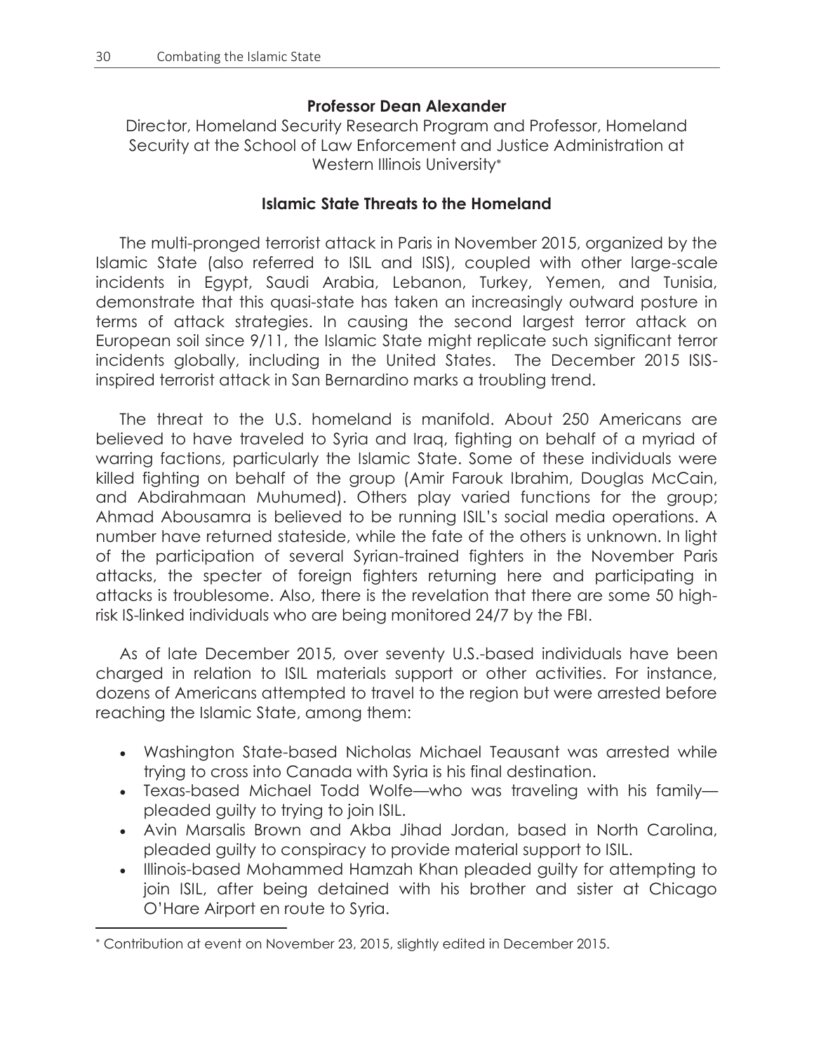### Professor Dean Alexander

Director, Homeland Security Research Program and Professor, Homeland Security at the School of Law Enforcement and Justice Administration at Western Illinois University*

### Islamic State Threats to the Homeland

The multi-pronged terrorist attack in Paris in November 2015, organized by the Islamic State (also referred to ISIL and ISIS), coupled with other large-scale incidents in Egypt, Saudi Arabia, Lebanon, Turkey, Yemen, and Tunisia, demonstrate that this quasi-state has taken an increasingly outward posture in terms of attack strategies. In causing the second largest terror attack on European soil since 9/11, the Islamic State might replicate such significant terror incidents globally, including in the United States. The December 2015 ISIS-inspired terrorist attack in San Bernardino marks a troubling trend.

The threat to the U.S. homeland is manifold. About 250 Americans are believed to have traveled to Syria and Iraq, fighting on behalf of a myriad of warring factions, particularly the Islamic State. Some of these individuals were killed fighting on behalf of the group (Amir Farouk Ibrahim, Douglas McCain, and Abdirahmaan Muhumed). Others play varied functions for the group; Ahmad Abousamra is believed to be running ISIL's social media operations. A number have returned stateside, while the fate of the others is unknown. In light of the participation of several Syrian-trained fighters in the November Paris attacks, the specter of foreign fighters returning here and participating in attacks is troublesome. Also, there is the revelation that there are some 50 high-risk IS-linked individuals who are being monitored 24/7 by the FBI.

As of late December 2015, over seventy U.S.-based individuals have been charged in relation to ISIL materials support or other activities. For instance, dozens of Americans attempted to travel to the region but were arrested before reaching the Islamic State, among them:

- Washington State-based Nicholas Michael Teausant was arrested while trying to cross into Canada with Syria is his final destination.
- Texas-based Michael Todd Wolfe—who was traveling with his family—pleaded guilty to trying to join ISIL.
- Avin Marsalis Brown and Akba Jihad Jordan, based in North Carolina, pleaded guilty to conspiracy to provide material support to ISIL.
- Illinois-based Mohammed Hamzah Khan pleaded guilty for attempting to join ISIL, after being detained with his brother and sister at Chicago O'Hare Airport en route to Syria.

* Contribution at event on November 23, 2015, slightly edited in December 2015.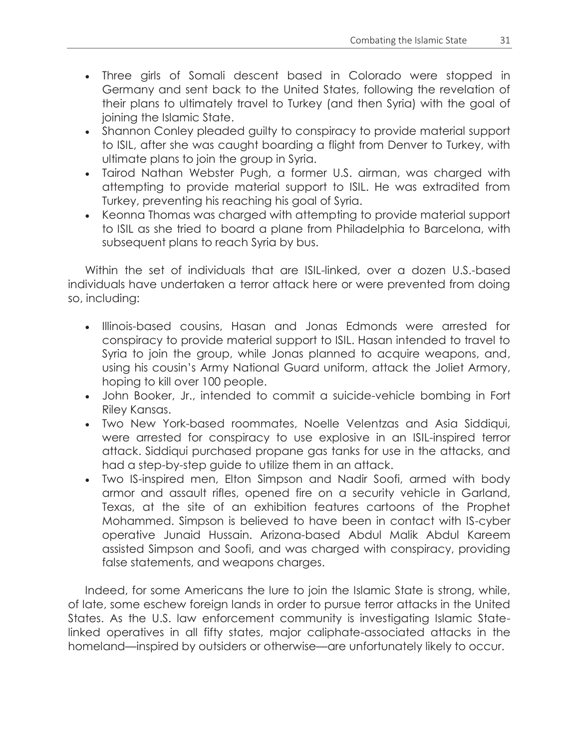- Three girls of Somali descent based in Colorado were stopped in Germany and sent back to the United States, following the revelation of their plans to ultimately travel to Turkey (and then Syria) with the goal of joining the Islamic State.
- Shannon Conley pleaded guilty to conspiracy to provide material support to ISIL, after she was caught boarding a flight from Denver to Turkey, with ultimate plans to join the group in Syria.
- Tairod Nathan Webster Pugh, a former U.S. airman, was charged with attempting to provide material support to ISIL. He was extradited from Turkey, preventing his reaching his goal of Syria.
- Keonna Thomas was charged with attempting to provide material support to ISIL as she tried to board a plane from Philadelphia to Barcelona, with subsequent plans to reach Syria by bus.

Within the set of individuals that are ISIL-linked, over a dozen U.S.-based individuals have undertaken a terror attack here or were prevented from doing so, including:

- Illinois-based cousins, Hasan and Jonas Edmonds were arrested for conspiracy to provide material support to ISIL. Hasan intended to travel to Syria to join the group, while Jonas planned to acquire weapons, and, using his cousin's Army National Guard uniform, attack the Joliet Armory, hoping to kill over 100 people.
- John Booker, Jr., intended to commit a suicide-vehicle bombing in Fort Riley Kansas.
- Two New York-based roommates, Noelle Velentzas and Asia Siddiqui, were arrested for conspiracy to use explosive in an ISIL-inspired terror attack. Siddiqui purchased propane gas tanks for use in the attacks, and had a step-by-step guide to utilize them in an attack.
- Two IS-inspired men, Elton Simpson and Nadir Soofi, armed with body armor and assault rifles, opened fire on a security vehicle in Garland, Texas, at the site of an exhibition features cartoons of the Prophet Mohammed. Simpson is believed to have been in contact with IS-cyber operative Junaid Hussain. Arizona-based Abdul Malik Abdul Kareem assisted Simpson and Soofi, and was charged with conspiracy, providing false statements, and weapons charges.

Indeed, for some Americans the lure to join the Islamic State is strong, while, of late, some eschew foreign lands in order to pursue terror attacks in the United States. As the U.S. law enforcement community is investigating Islamic State-linked operatives in all fifty states, major caliphate-associated attacks in the homeland—inspired by outsiders or otherwise—are unfortunately likely to occur.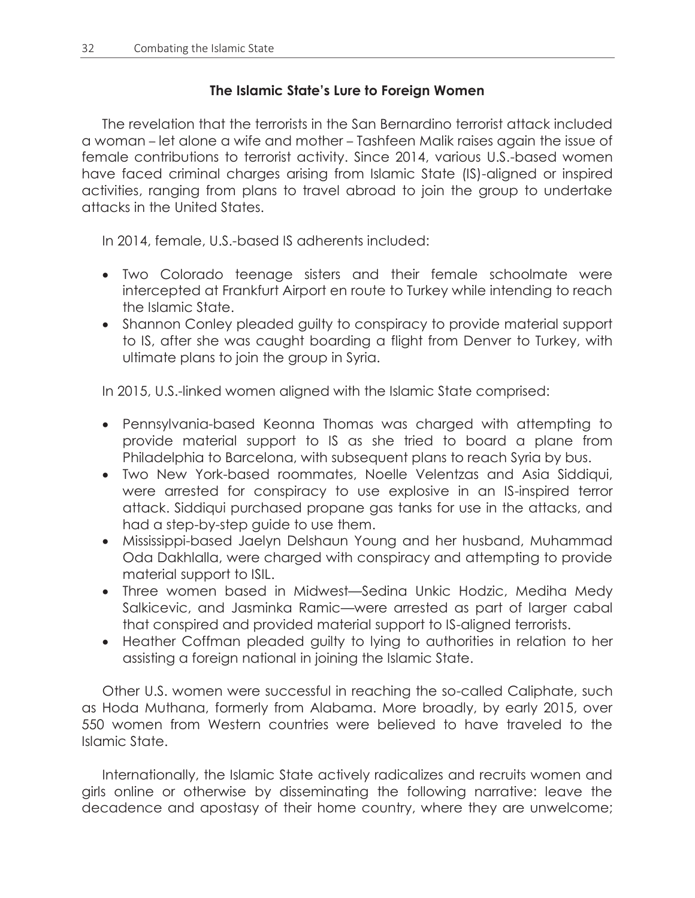### The Islamic State's Lure to Foreign Women

The revelation that the terrorists in the San Bernardino terrorist attack included a woman – let alone a wife and mother – Tashfeen Malik raises again the issue of female contributions to terrorist activity. Since 2014, various U.S.-based women have faced criminal charges arising from Islamic State (IS)-aligned or inspired activities, ranging from plans to travel abroad to join the group to undertake attacks in the United States.

In 2014, female, U.S.-based IS adherents included:

- Two Colorado teenage sisters and their female schoolmate were intercepted at Frankfurt Airport en route to Turkey while intending to reach the Islamic State.
- Shannon Conley pleaded guilty to conspiracy to provide material support to IS, after she was caught boarding a flight from Denver to Turkey, with ultimate plans to join the group in Syria.

In 2015, U.S.-linked women aligned with the Islamic State comprised:

- Pennsylvania-based Keonna Thomas was charged with attempting to provide material support to IS as she tried to board a plane from Philadelphia to Barcelona, with subsequent plans to reach Syria by bus.
- Two New York-based roommates, Noelle Velentzas and Asia Siddiqui, were arrested for conspiracy to use explosive in an IS-inspired terror attack. Siddiqui purchased propane gas tanks for use in the attacks, and had a step-by-step guide to use them.
- Mississippi-based Jaelyn Delshaun Young and her husband, Muhammad Oda Dakhlalla, were charged with conspiracy and attempting to provide material support to ISIL.
- Three women based in Midwest—Sedina Unkic Hodzic, Mediha Medy Salkicevic, and Jasminka Ramic—were arrested as part of larger cabal that conspired and provided material support to IS-aligned terrorists.
- Heather Coffman pleaded guilty to lying to authorities in relation to her assisting a foreign national in joining the Islamic State.

Other U.S. women were successful in reaching the so-called Caliphate, such as Hoda Muthana, formerly from Alabama. More broadly, by early 2015, over 550 women from Western countries were believed to have traveled to the Islamic State.

Internationally, the Islamic State actively radicalizes and recruits women and girls online or otherwise by disseminating the following narrative: leave the decadence and apostasy of their home country, where they are unwelcome;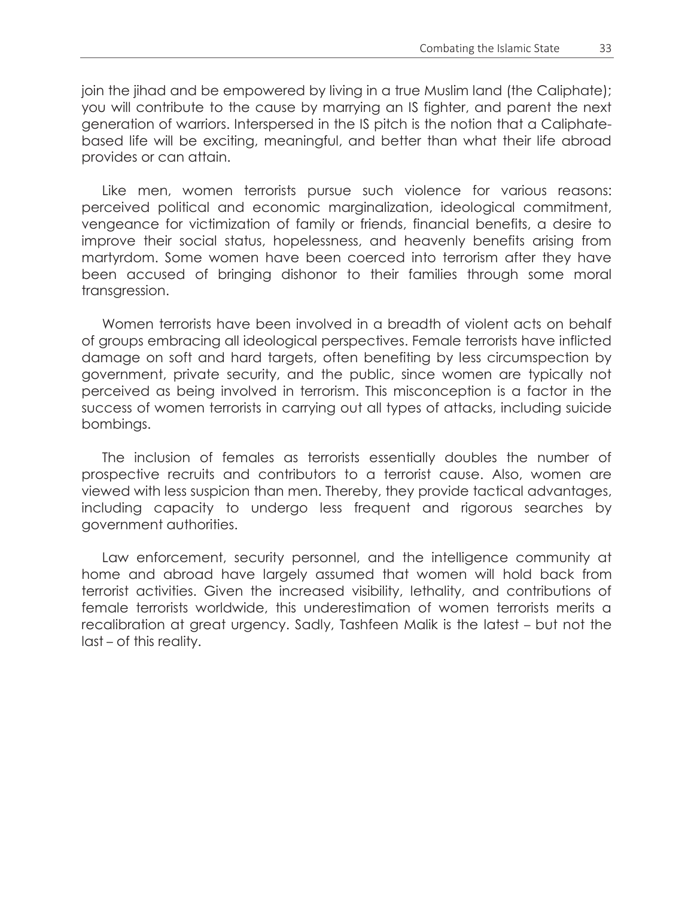join the jihad and be empowered by living in a true Muslim land (the Caliphate); you will contribute to the cause by marrying an IS fighter, and parent the next generation of warriors. Interspersed in the IS pitch is the notion that a Caliphate-based life will be exciting, meaningful, and better than what their life abroad provides or can attain.

Like men, women terrorists pursue such violence for various reasons: perceived political and economic marginalization, ideological commitment, vengeance for victimization of family or friends, financial benefits, a desire to improve their social status, hopelessness, and heavenly benefits arising from martyrdom. Some women have been coerced into terrorism after they have been accused of bringing dishonor to their families through some moral transgression.

Women terrorists have been involved in a breadth of violent acts on behalf of groups embracing all ideological perspectives. Female terrorists have inflicted damage on soft and hard targets, often benefiting by less circumspection by government, private security, and the public, since women are typically not perceived as being involved in terrorism. This misconception is a factor in the success of women terrorists in carrying out all types of attacks, including suicide bombings.

The inclusion of females as terrorists essentially doubles the number of prospective recruits and contributors to a terrorist cause. Also, women are viewed with less suspicion than men. Thereby, they provide tactical advantages, including capacity to undergo less frequent and rigorous searches by government authorities.

Law enforcement, security personnel, and the intelligence community at home and abroad have largely assumed that women will hold back from terrorist activities. Given the increased visibility, lethality, and contributions of female terrorists worldwide, this underestimation of women terrorists merits a recalibration at great urgency. Sadly, Tashfeen Malik is the latest – but not the last – of this reality.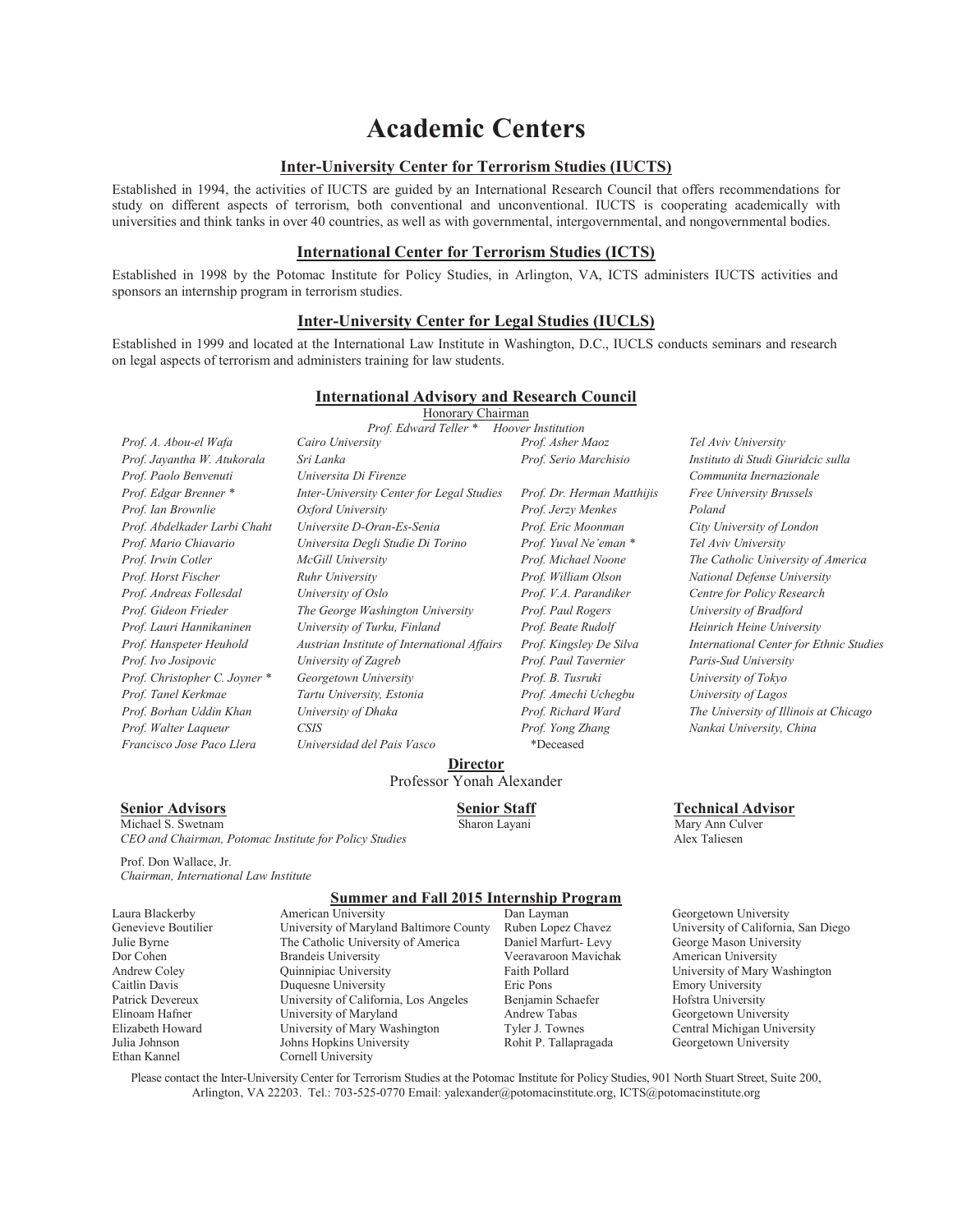# Academic Centers

## Inter-University Center for Terrorism Studies (IUCTS)

Established in 1994, the activities of IUCTS are guided by an International Research Council that offers recommendations for study on different aspects of terrorism, both conventional and unconventional. IUCTS is cooperating academically with universities and think tanks in over 40 countries, as well as with governmental, intergovernmental, and nongovernmental bodies.

## International Center for Terrorism Studies (ICTS)

Established in 1998 by the Potomac Institute for Policy Studies, in Arlington, VA, ICTS administers IUCTS activities and sponsors an internship program in terrorism studies.

## Inter-University Center for Legal Studies (IUCLS)

Established in 1999 and located at the International Law Institute in Washington, D.C., IUCLS conducts seminars and research on legal aspects of terrorism and administers training for law students.

## International Advisory and Research Council

Honorary Chairman

*Prof. Edward Teller * Hoover Institution*

| | |
|---|---|
| *Prof. A. Abou-el Wafa* | *Cairo University* |
| *Prof. Jayantha W. Atukorala* | *Sri Lanka* |
| *Prof. Paolo Benvenuti* | *Universita Di Firenze* |
| *Prof. Edgar Brenner ** | *Inter-University Center for Legal Studies* |
| *Prof. Ian Brownlie* | *Oxford University* |
| *Prof. Abdelkader Larbi Chaht* | *Universite D-Oran-Es-Senia* |
| *Prof. Mario Chiavario* | *Universita Degli Studie Di Torino* |
| *Prof. Irwin Cotler* | *McGill University* |
| *Prof. Horst Fischer* | *Ruhr University* |
| *Prof. Andreas Follesdal* | *University of Oslo* |
| *Prof. Gideon Frieder* | *The George Washington University* |
| *Prof. Lauri Hannikaninen* | *University of Turku, Finland* |
| *Prof. Hanspeter Heuhold* | *Austrian Institute of International Affairs* |
| *Prof. Ivo Josipovic* | *University of Zagreb* |
| *Prof. Christopher C. Joyner ** | *Georgetown University* |
| *Prof. Tanel Kerkmae* | *Tartu University, Estonia* |
| *Prof. Borhan Uddin Khan* | *University of Dhaka* |
| *Prof. Walter Laqueur* | *CSIS* |
| *Francisco Jose Paco Llera* | *Universidad del Pais Vasco* |
| *Prof. Asher Maoz* | *Tel Aviv University* |
| *Prof. Serio Marchisio* | *Instituto di Studi Giuridcic sulla Communita Inernazionale* |
| *Prof. Dr. Herman Matthijis* | *Free University Brussels* |
| *Prof. Jerzy Menkes* | *Poland* |
| *Prof. Eric Moonman* | *City University of London* |
| *Prof. Yuval Ne'eman ** | *Tel Aviv University* |
| *Prof. Michael Noone* | *The Catholic University of America* |
| *Prof. William Olson* | *National Defense University* |
| *Prof. V.A. Parandiker* | *Centre for Policy Research* |
| *Prof. Paul Rogers* | *University of Bradford* |
| *Prof. Beate Rudolf* | *Heinrich Heine University* |
| *Prof. Kingsley De Silva* | *International Center for Ethnic Studies* |
| *Prof. Paul Tavernier* | *Paris-Sud University* |
| *Prof. B. Tusruki* | *University of Tokyo* |
| *Prof. Amechi Uchegbu* | *University of Lagos* |
| *Prof. Richard Ward* | *The University of Illinois at Chicago* |
| *Prof. Yong Zhang* | *Nankai University, China* |

*Deceased

### Director

Professor Yonah Alexander

### Senior Advisors

Michael S. Swetnam
*CEO and Chairman, Potomac Institute for Policy Studies*

Prof. Don Wallace, Jr.
*Chairman, International Law Institute*

### Senior Staff

Sharon Layani

### Technical Advisor

Mary Ann Culver
Alex Taliesen

## Summer and Fall 2015 Internship Program

| | |
|---|---|
| Laura Blackerby | American University |
| Genevieve Boutilier | University of Maryland Baltimore County |
| Julie Byrne | The Catholic University of America |
| Dor Cohen | Brandeis University |
| Andrew Coley | Quinnipiac University |
| Caitlin Davis | Duquesne University |
| Patrick Devereux | University of California, Los Angeles |
| Elinoam Hafner | University of Maryland |
| Elizabeth Howard | University of Mary Washington |
| Julia Johnson | Johns Hopkins University |
| Ethan Kannel | Cornell University |
| Dan Layman | Georgetown University |
| Ruben Lopez Chavez | University of California, San Diego |
| Daniel Marfurt- Levy | George Mason University |
| Veeravaroon Mavichak | American University |
| Faith Pollard | University of Mary Washington |
| Eric Pons | Emory University |
| Benjamin Schaefer | Hofstra University |
| Andrew Tabas | Georgetown University |
| Tyler J. Townes | Central Michigan University |
| Rohit P. Tallapragada | Georgetown University |

Please contact the Inter-University Center for Terrorism Studies at the Potomac Institute for Policy Studies, 901 North Stuart Street, Suite 200, Arlington, VA 22203. Tel.: 703-525-0770 Email: yalexander@potomacinstitute.org, ICTS@potomacinstitute.org